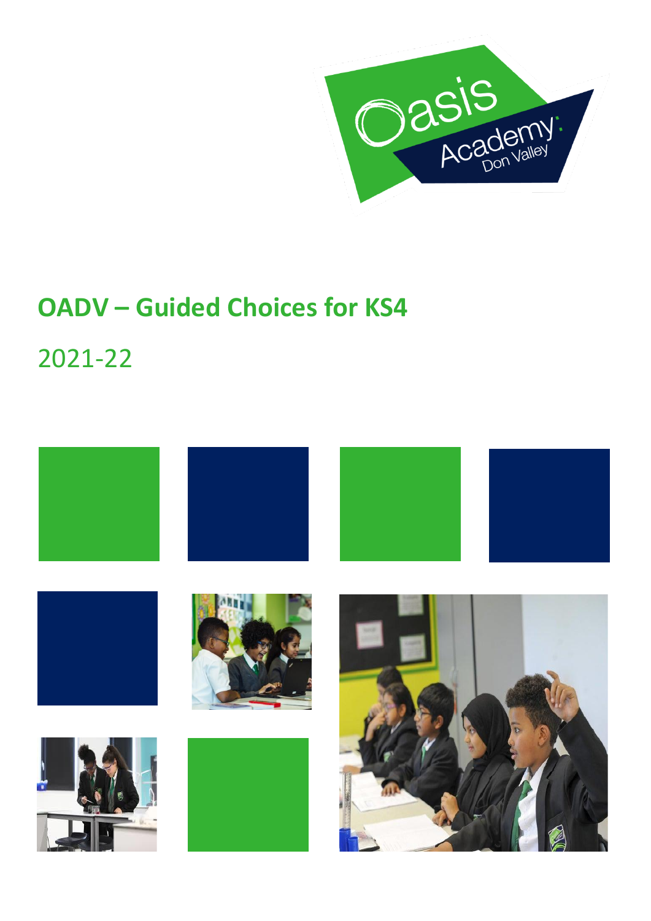# OADV – Guided Choices for KS4

2021-22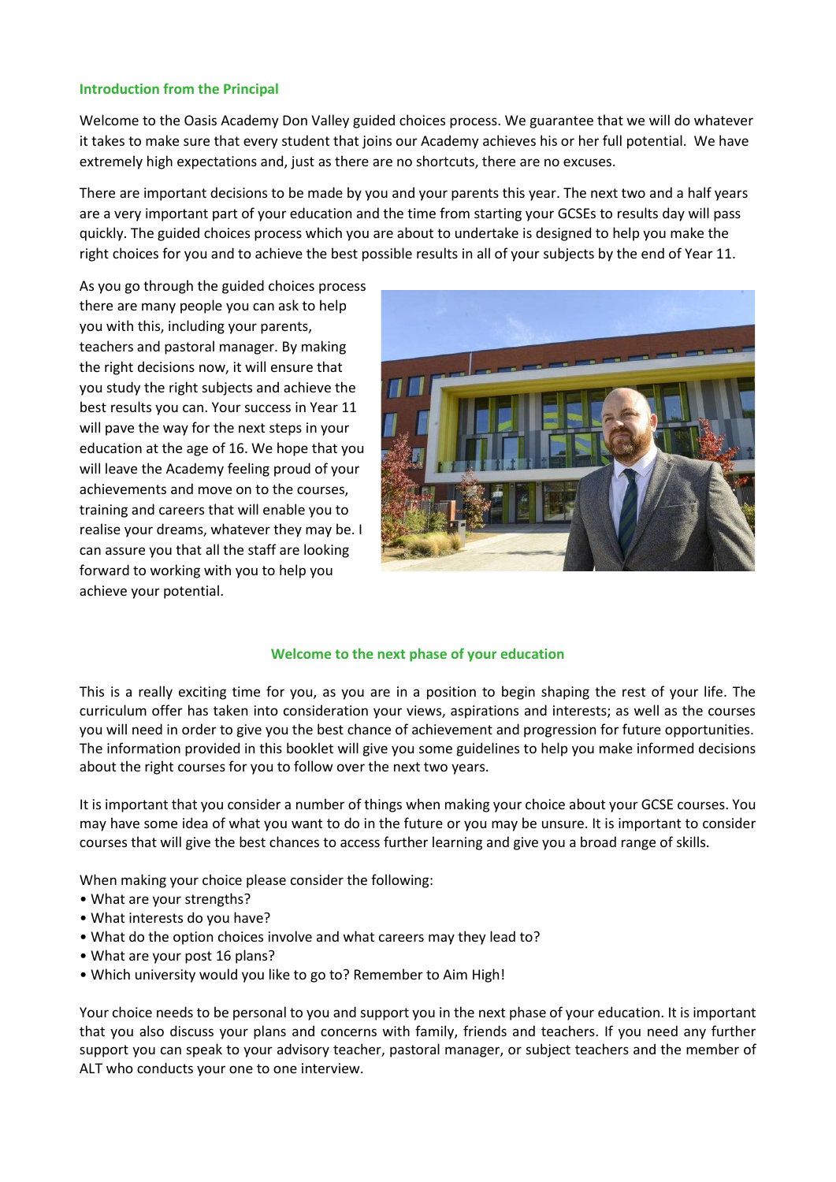## Introduction from the Principal

Welcome to the Oasis Academy Don Valley guided choices process. We guarantee that we will do whatever it takes to make sure that every student that joins our Academy achieves his or her full potential. We have extremely high expectations and, just as there are no shortcuts, there are no excuses.

There are important decisions to be made by you and your parents this year. The next two and a half years are a very important part of your education and the time from starting your GCSEs to results day will pass quickly. The guided choices process which you are about to undertake is designed to help you make the right choices for you and to achieve the best possible results in all of your subjects by the end of Year 11.

As you go through the guided choices process there are many people you can ask to help you with this, including your parents, teachers and pastoral manager. By making the right decisions now, it will ensure that you study the right subjects and achieve the best results you can. Your success in Year 11 will pave the way for the next steps in your education at the age of 16. We hope that you will leave the Academy feeling proud of your achievements and move on to the courses, training and careers that will enable you to realise your dreams, whatever they may be. I can assure you that all the staff are looking forward to working with you to help you achieve your potential.

## Welcome to the next phase of your education

This is a really exciting time for you, as you are in a position to begin shaping the rest of your life. The curriculum offer has taken into consideration your views, aspirations and interests; as well as the courses you will need in order to give you the best chance of achievement and progression for future opportunities. The information provided in this booklet will give you some guidelines to help you make informed decisions about the right courses for you to follow over the next two years.

It is important that you consider a number of things when making your choice about your GCSE courses. You may have some idea of what you want to do in the future or you may be unsure. It is important to consider courses that will give the best chances to access further learning and give you a broad range of skills.

When making your choice please consider the following:

- What are your strengths?
- What interests do you have?
- What do the option choices involve and what careers may they lead to?
- What are your post 16 plans?
- Which university would you like to go to? Remember to Aim High!

Your choice needs to be personal to you and support you in the next phase of your education. It is important that you also discuss your plans and concerns with family, friends and teachers. If you need any further support you can speak to your advisory teacher, pastoral manager, or subject teachers and the member of ALT who conducts your one to one interview.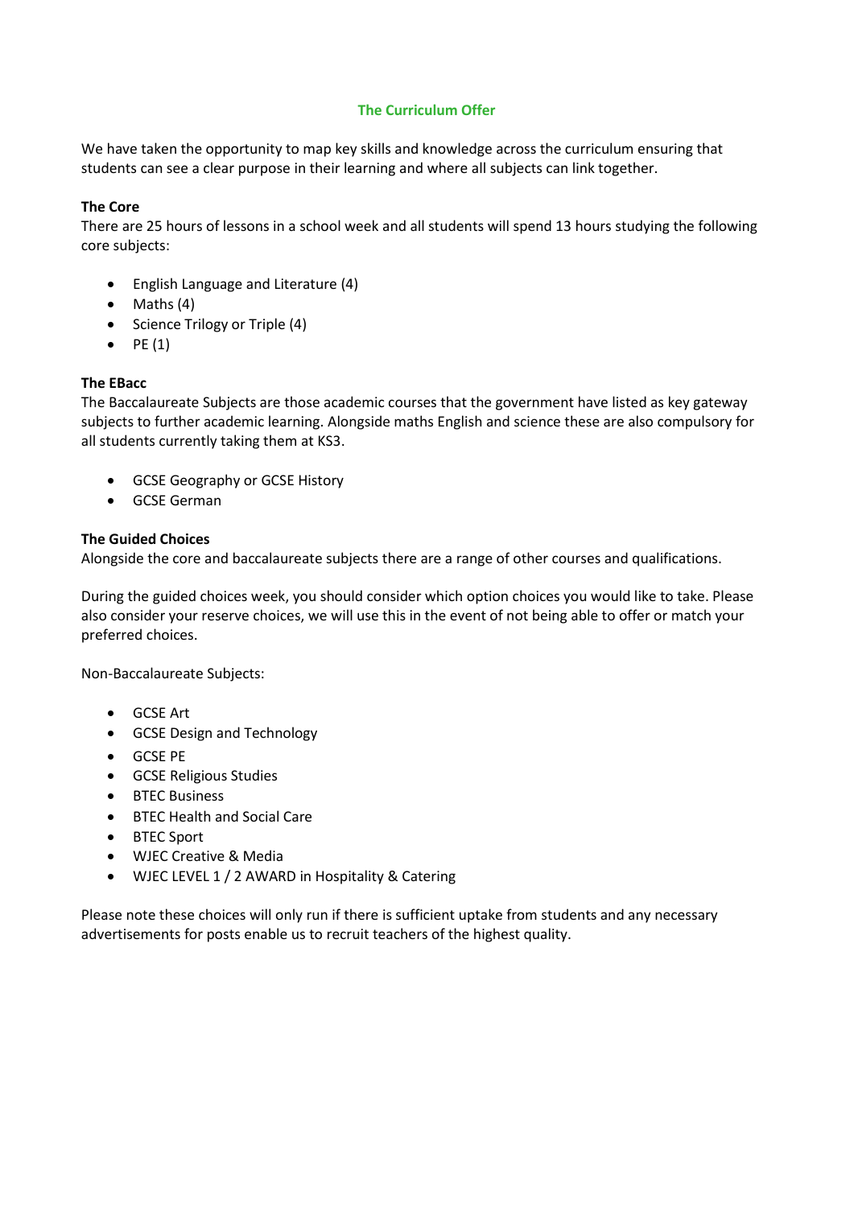# The Curriculum Offer

We have taken the opportunity to map key skills and knowledge across the curriculum ensuring that students can see a clear purpose in their learning and where all subjects can link together.

**The Core**
There are 25 hours of lessons in a school week and all students will spend 13 hours studying the following core subjects:

- English Language and Literature (4)
- Maths (4)
- Science Trilogy or Triple (4)
- PE (1)

**The EBacc**
The Baccalaureate Subjects are those academic courses that the government have listed as key gateway subjects to further academic learning. Alongside maths English and science these are also compulsory for all students currently taking them at KS3.

- GCSE Geography or GCSE History
- GCSE German

**The Guided Choices**
Alongside the core and baccalaureate subjects there are a range of other courses and qualifications.

During the guided choices week, you should consider which option choices you would like to take. Please also consider your reserve choices, we will use this in the event of not being able to offer or match your preferred choices.

Non-Baccalaureate Subjects:

- GCSE Art
- GCSE Design and Technology
- GCSE PE
- GCSE Religious Studies
- BTEC Business
- BTEC Health and Social Care
- BTEC Sport
- WJEC Creative & Media
- WJEC LEVEL 1 / 2 AWARD in Hospitality & Catering

Please note these choices will only run if there is sufficient uptake from students and any necessary advertisements for posts enable us to recruit teachers of the highest quality.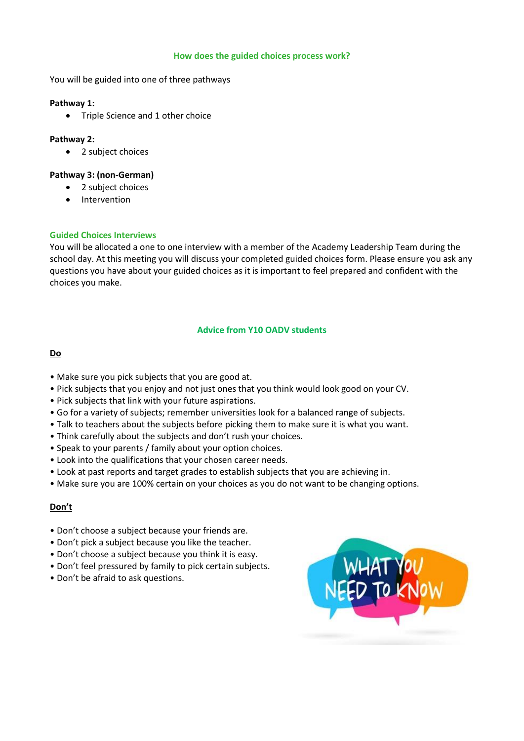## How does the guided choices process work?

You will be guided into one of three pathways

**Pathway 1:**

- Triple Science and 1 other choice

**Pathway 2:**

- 2 subject choices

**Pathway 3: (non-German)**

- 2 subject choices
- Intervention

### Guided Choices Interviews

You will be allocated a one to one interview with a member of the Academy Leadership Team during the school day. At this meeting you will discuss your completed guided choices form. Please ensure you ask any questions you have about your guided choices as it is important to feel prepared and confident with the choices you make.

## Advice from Y10 OADV students

**Do**

- Make sure you pick subjects that you are good at.
- Pick subjects that you enjoy and not just ones that you think would look good on your CV.
- Pick subjects that link with your future aspirations.
- Go for a variety of subjects; remember universities look for a balanced range of subjects.
- Talk to teachers about the subjects before picking them to make sure it is what you want.
- Think carefully about the subjects and don't rush your choices.
- Speak to your parents / family about your option choices.
- Look into the qualifications that your chosen career needs.
- Look at past reports and target grades to establish subjects that you are achieving in.
- Make sure you are 100% certain on your choices as you do not want to be changing options.

**Don't**

- Don't choose a subject because your friends are.
- Don't pick a subject because you like the teacher.
- Don't choose a subject because you think it is easy.
- Don't feel pressured by family to pick certain subjects.
- Don't be afraid to ask questions.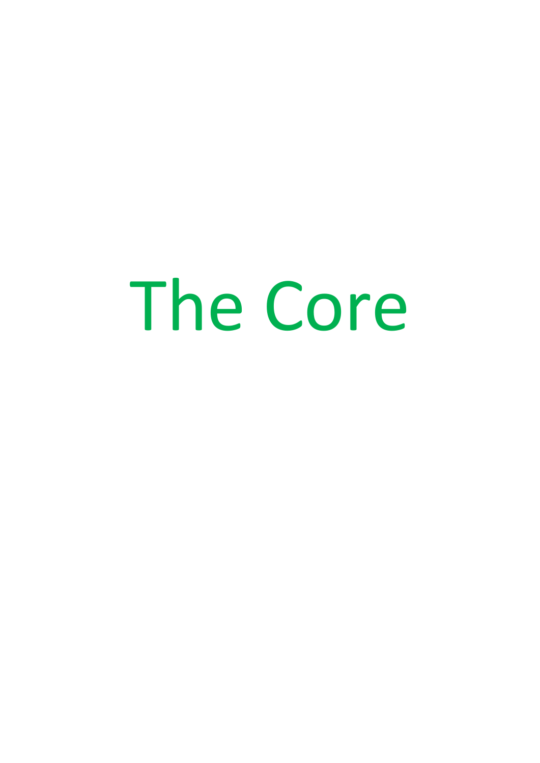# The Core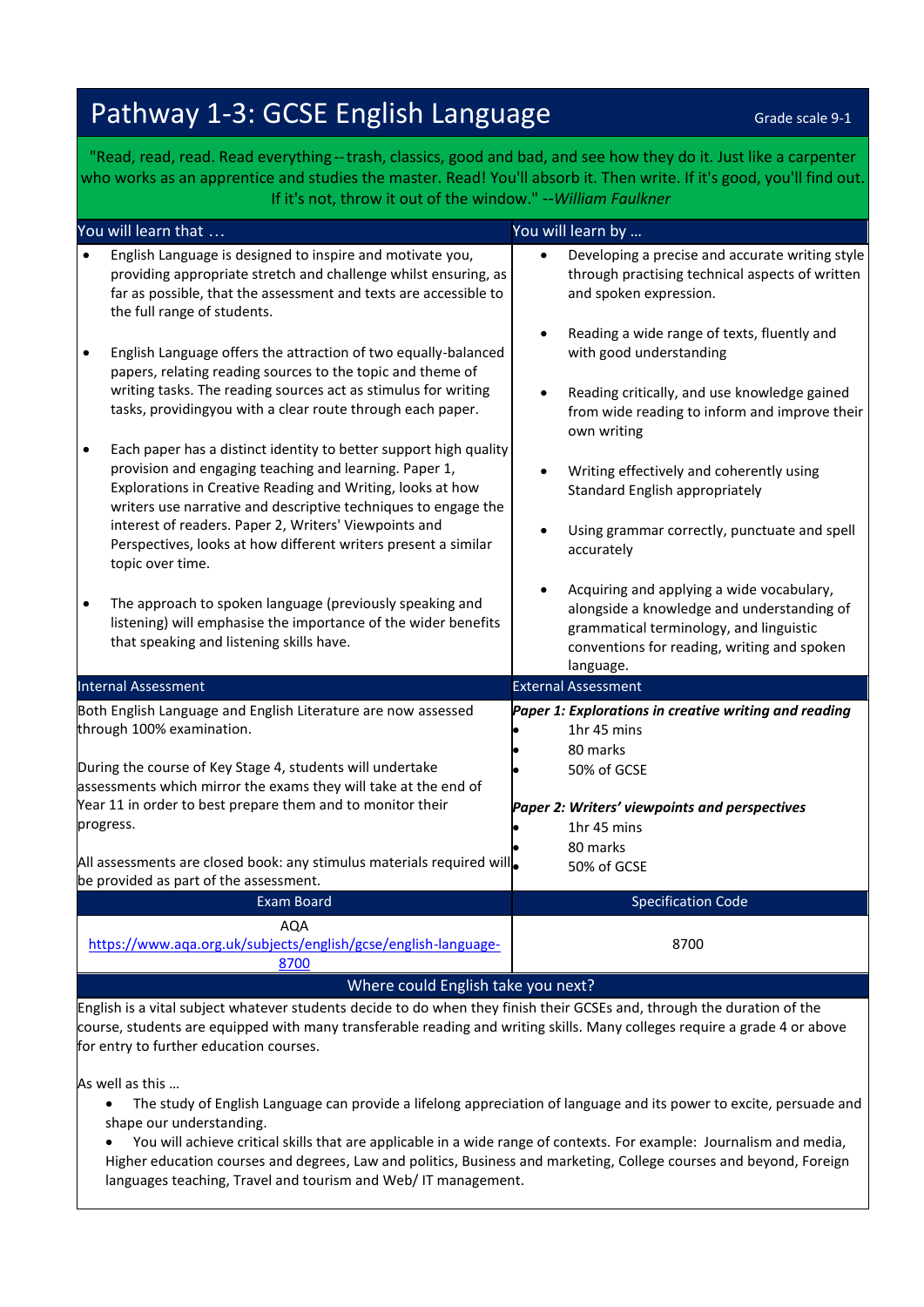# Pathway 1-3: GCSE English Language

Grade scale 9-1

"Read, read, read. Read everything -- trash, classics, good and bad, and see how they do it. Just like a carpenter who works as an apprentice and studies the master. Read! You'll absorb it. Then write. If it's good, you'll find out. If it's not, throw it out of the window." --*William Faulkner*

## You will learn that …

- English Language is designed to inspire and motivate you, providing appropriate stretch and challenge whilst ensuring, as far as possible, that the assessment and texts are accessible to the full range of students.
- English Language offers the attraction of two equally-balanced papers, relating reading sources to the topic and theme of writing tasks. The reading sources act as stimulus for writing tasks, providingyou with a clear route through each paper.
- Each paper has a distinct identity to better support high quality provision and engaging teaching and learning. Paper 1, Explorations in Creative Reading and Writing, looks at how writers use narrative and descriptive techniques to engage the interest of readers. Paper 2, Writers' Viewpoints and Perspectives, looks at how different writers present a similar topic over time.
- The approach to spoken language (previously speaking and listening) will emphasise the importance of the wider benefits that speaking and listening skills have.

## You will learn by …

- Developing a precise and accurate writing style through practising technical aspects of written and spoken expression.
- Reading a wide range of texts, fluently and with good understanding
- Reading critically, and use knowledge gained from wide reading to inform and improve their own writing
- Writing effectively and coherently using Standard English appropriately
- Using grammar correctly, punctuate and spell accurately
- Acquiring and applying a wide vocabulary, alongside a knowledge and understanding of grammatical terminology, and linguistic conventions for reading, writing and spoken language.

## Internal Assessment

Both English Language and English Literature are now assessed through 100% examination.

During the course of Key Stage 4, students will undertake assessments which mirror the exams they will take at the end of Year 11 in order to best prepare them and to monitor their progress.

All assessments are closed book: any stimulus materials required will be provided as part of the assessment.

## External Assessment

***Paper 1: Explorations in creative writing and reading***

- 1hr 45 mins
- 80 marks
- 50% of GCSE

***Paper 2: Writers' viewpoints and perspectives***

- 1hr 45 mins
- 80 marks
- 50% of GCSE

| Exam Board | Specification Code |
|---|---|
| AQA<br>https://www.aqa.org.uk/subjects/english/gcse/english-language-8700 | 8700 |

## Where could English take you next?

English is a vital subject whatever students decide to do when they finish their GCSEs and, through the duration of the course, students are equipped with many transferable reading and writing skills. Many colleges require a grade 4 or above for entry to further education courses.

As well as this …

- The study of English Language can provide a lifelong appreciation of language and its power to excite, persuade and shape our understanding.
- You will achieve critical skills that are applicable in a wide range of contexts. For example: Journalism and media, Higher education courses and degrees, Law and politics, Business and marketing, College courses and beyond, Foreign languages teaching, Travel and tourism and Web/ IT management.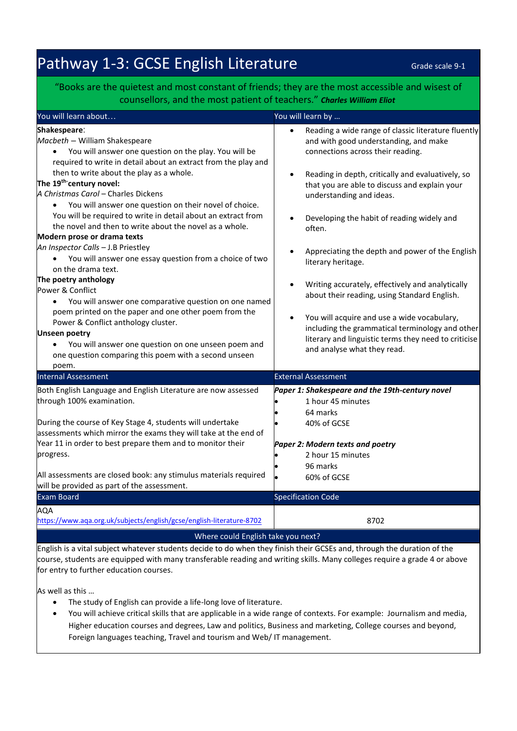# Pathway 1-3: GCSE English Literature

Grade scale 9-1

"Books are the quietest and most constant of friends; they are the most accessible and wisest of counsellors, and the most patient of teachers." ***Charles William Eliot***

## You will learn about…

**Shakespeare**:
*Macbeth* – William Shakespeare

- You will answer one question on the play. You will be required to write in detail about an extract from the play and then to write about the play as a whole.

**The 19th-century novel:**
*A Christmas Carol* – Charles Dickens

- You will answer one question on their novel of choice. You will be required to write in detail about an extract from the novel and then to write about the novel as a whole.

**Modern prose or drama texts**
*An Inspector Calls* – J.B Priestley

- You will answer one essay question from a choice of two on the drama text.

**The poetry anthology**
Power & Conflict

- You will answer one comparative question on one named poem printed on the paper and one other poem from the Power & Conflict anthology cluster.

**Unseen poetry**

- You will answer one question on one unseen poem and one question comparing this poem with a second unseen poem.

## You will learn by …

- Reading a wide range of classic literature fluently and with good understanding, and make connections across their reading.
- Reading in depth, critically and evaluatively, so that you are able to discuss and explain your understanding and ideas.
- Developing the habit of reading widely and often.
- Appreciating the depth and power of the English literary heritage.
- Writing accurately, effectively and analytically about their reading, using Standard English.
- You will acquire and use a wide vocabulary, including the grammatical terminology and other literary and linguistic terms they need to criticise and analyse what they read.

## Internal Assessment

Both English Language and English Literature are now assessed through 100% examination.

During the course of Key Stage 4, students will undertake assessments which mirror the exams they will take at the end of Year 11 in order to best prepare them and to monitor their progress.

All assessments are closed book: any stimulus materials required will be provided as part of the assessment.

## External Assessment

***Paper 1: Shakespeare and the 19th-century novel***

- 1 hour 45 minutes
- 64 marks
- 40% of GCSE

***Paper 2: Modern texts and poetry***

- 2 hour 15 minutes
- 96 marks
- 60% of GCSE

| Exam Board | Specification Code |
| --- | --- |
| AQA<br>https://www.aqa.org.uk/subjects/english/gcse/english-literature-8702 | 8702 |

## Where could English take you next?

English is a vital subject whatever students decide to do when they finish their GCSEs and, through the duration of the course, students are equipped with many transferable reading and writing skills. Many colleges require a grade 4 or above for entry to further education courses.

As well as this …

- The study of English can provide a life-long love of literature.
- You will achieve critical skills that are applicable in a wide range of contexts. For example: Journalism and media, Higher education courses and degrees, Law and politics, Business and marketing, College courses and beyond, Foreign languages teaching, Travel and tourism and Web/ IT management.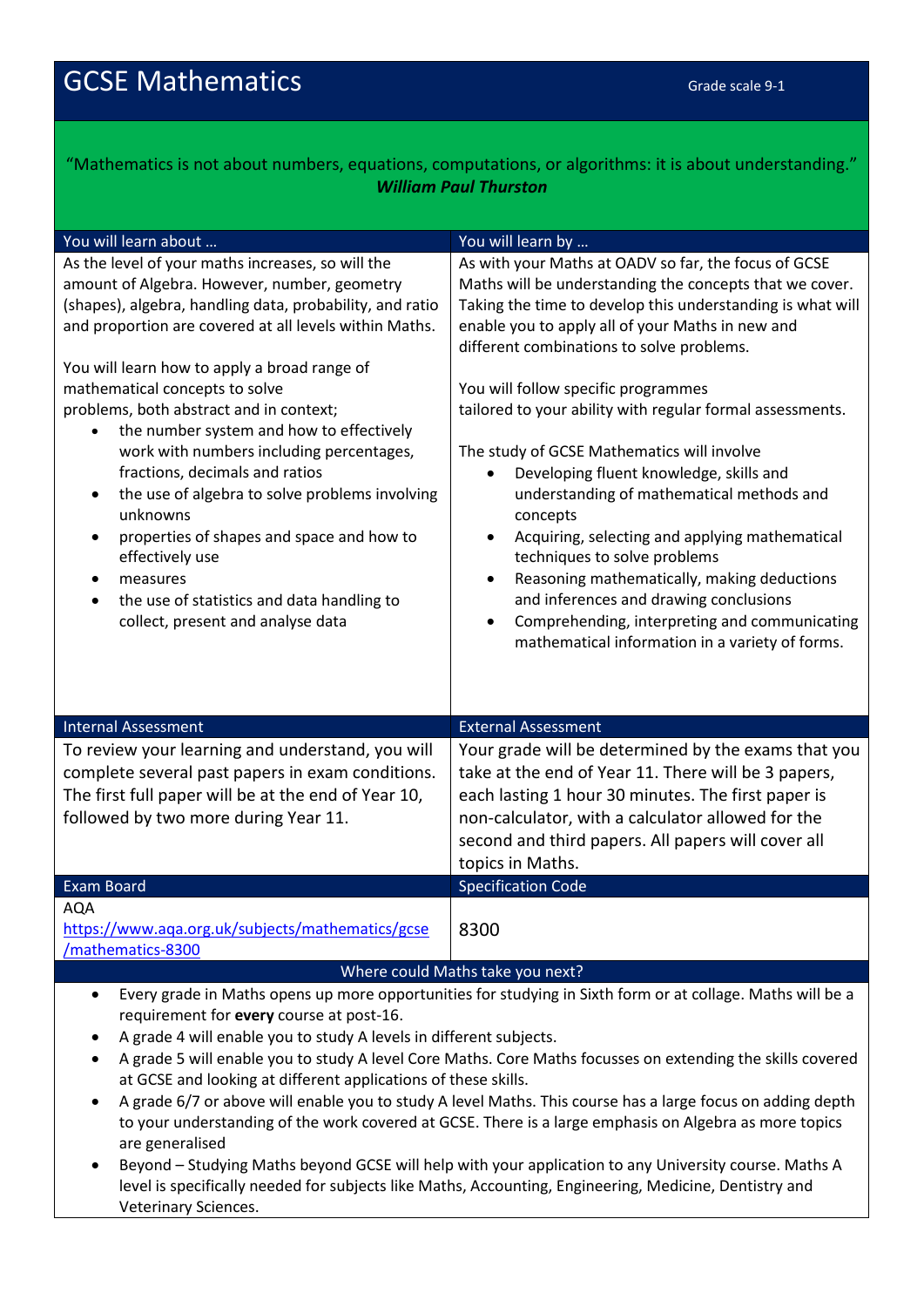# GCSE Mathematics

Grade scale 9-1

"Mathematics is not about numbers, equations, computations, or algorithms: it is about understanding."
***William Paul Thurston***

## You will learn about …

As the level of your maths increases, so will the amount of Algebra. However, number, geometry (shapes), algebra, handling data, probability, and ratio and proportion are covered at all levels within Maths.

You will learn how to apply a broad range of mathematical concepts to solve problems, both abstract and in context;

- the number system and how to effectively work with numbers including percentages, fractions, decimals and ratios
- the use of algebra to solve problems involving unknowns
- properties of shapes and space and how to effectively use
- measures
- the use of statistics and data handling to collect, present and analyse data

## You will learn by …

As with your Maths at OADV so far, the focus of GCSE Maths will be understanding the concepts that we cover. Taking the time to develop this understanding is what will enable you to apply all of your Maths in new and different combinations to solve problems.

You will follow specific programmes tailored to your ability with regular formal assessments.

The study of GCSE Mathematics will involve

- Developing fluent knowledge, skills and understanding of mathematical methods and concepts
- Acquiring, selecting and applying mathematical techniques to solve problems
- Reasoning mathematically, making deductions and inferences and drawing conclusions
- Comprehending, interpreting and communicating mathematical information in a variety of forms.

## Internal Assessment

To review your learning and understand, you will complete several past papers in exam conditions. The first full paper will be at the end of Year 10, followed by two more during Year 11.

## External Assessment

Your grade will be determined by the exams that you take at the end of Year 11. There will be 3 papers, each lasting 1 hour 30 minutes. The first paper is non-calculator, with a calculator allowed for the second and third papers. All papers will cover all topics in Maths.

| Exam Board | Specification Code |
|---|---|
| AQA<br>https://www.aqa.org.uk/subjects/mathematics/gcse/mathematics-8300 | 8300 |

## Where could Maths take you next?

- Every grade in Maths opens up more opportunities for studying in Sixth form or at collage. Maths will be a requirement for **every** course at post-16.
- A grade 4 will enable you to study A levels in different subjects.
- A grade 5 will enable you to study A level Core Maths. Core Maths focusses on extending the skills covered at GCSE and looking at different applications of these skills.
- A grade 6/7 or above will enable you to study A level Maths. This course has a large focus on adding depth to your understanding of the work covered at GCSE. There is a large emphasis on Algebra as more topics are generalised
- Beyond – Studying Maths beyond GCSE will help with your application to any University course. Maths A level is specifically needed for subjects like Maths, Accounting, Engineering, Medicine, Dentistry and Veterinary Sciences.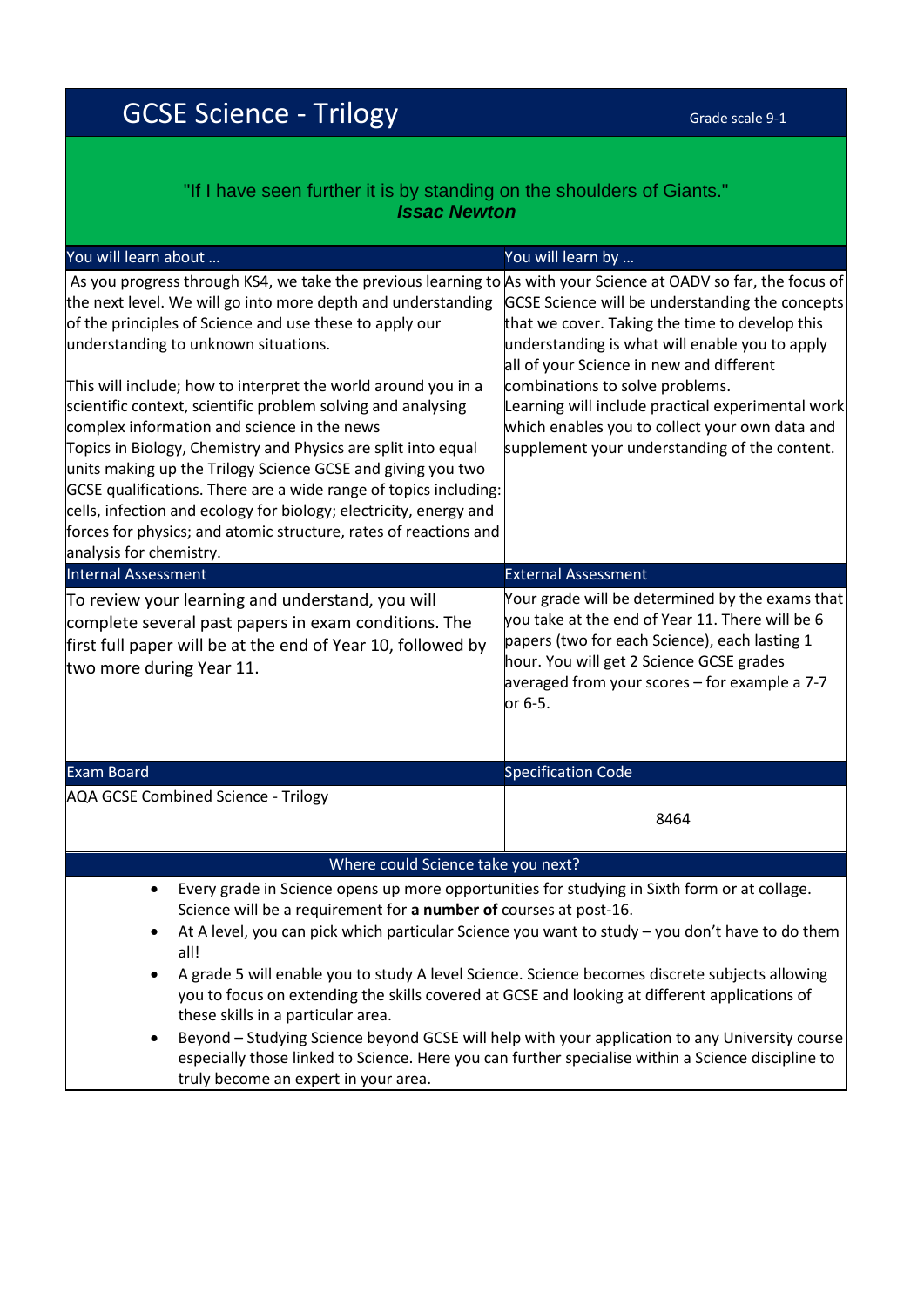# GCSE Science - Trilogy

Grade scale 9-1

"If I have seen further it is by standing on the shoulders of Giants."
***Issac Newton***

| You will learn about … | You will learn by … |
| --- | --- |
| As you progress through KS4, we take the previous learning to the next level. We will go into more depth and understanding of the principles of Science and use these to apply our understanding to unknown situations.<br><br>This will include; how to interpret the world around you in a scientific context, scientific problem solving and analysing complex information and science in the news<br>Topics in Biology, Chemistry and Physics are split into equal units making up the Trilogy Science GCSE and giving you two GCSE qualifications. There are a wide range of topics including: cells, infection and ecology for biology; electricity, energy and forces for physics; and atomic structure, rates of reactions and analysis for chemistry. | As with your Science at OADV so far, the focus of GCSE Science will be understanding the concepts that we cover. Taking the time to develop this understanding is what will enable you to apply all of your Science in new and different combinations to solve problems.<br>Learning will include practical experimental work which enables you to collect your own data and supplement your understanding of the content. |

| Internal Assessment | External Assessment |
| --- | --- |
| To review your learning and understand, you will complete several past papers in exam conditions. The first full paper will be at the end of Year 10, followed by two more during Year 11. | Your grade will be determined by the exams that you take at the end of Year 11. There will be 6 papers (two for each Science), each lasting 1 hour. You will get 2 Science GCSE grades averaged from your scores – for example a 7-7 or 6-5. |

| Exam Board | Specification Code |
| --- | --- |
| AQA GCSE Combined Science - Trilogy | 8464 |

## Where could Science take you next?

- Every grade in Science opens up more opportunities for studying in Sixth form or at collage. Science will be a requirement for **a number of** courses at post-16.
- At A level, you can pick which particular Science you want to study – you don't have to do them all!
- A grade 5 will enable you to study A level Science. Science becomes discrete subjects allowing you to focus on extending the skills covered at GCSE and looking at different applications of these skills in a particular area.
- Beyond – Studying Science beyond GCSE will help with your application to any University course especially those linked to Science. Here you can further specialise within a Science discipline to truly become an expert in your area.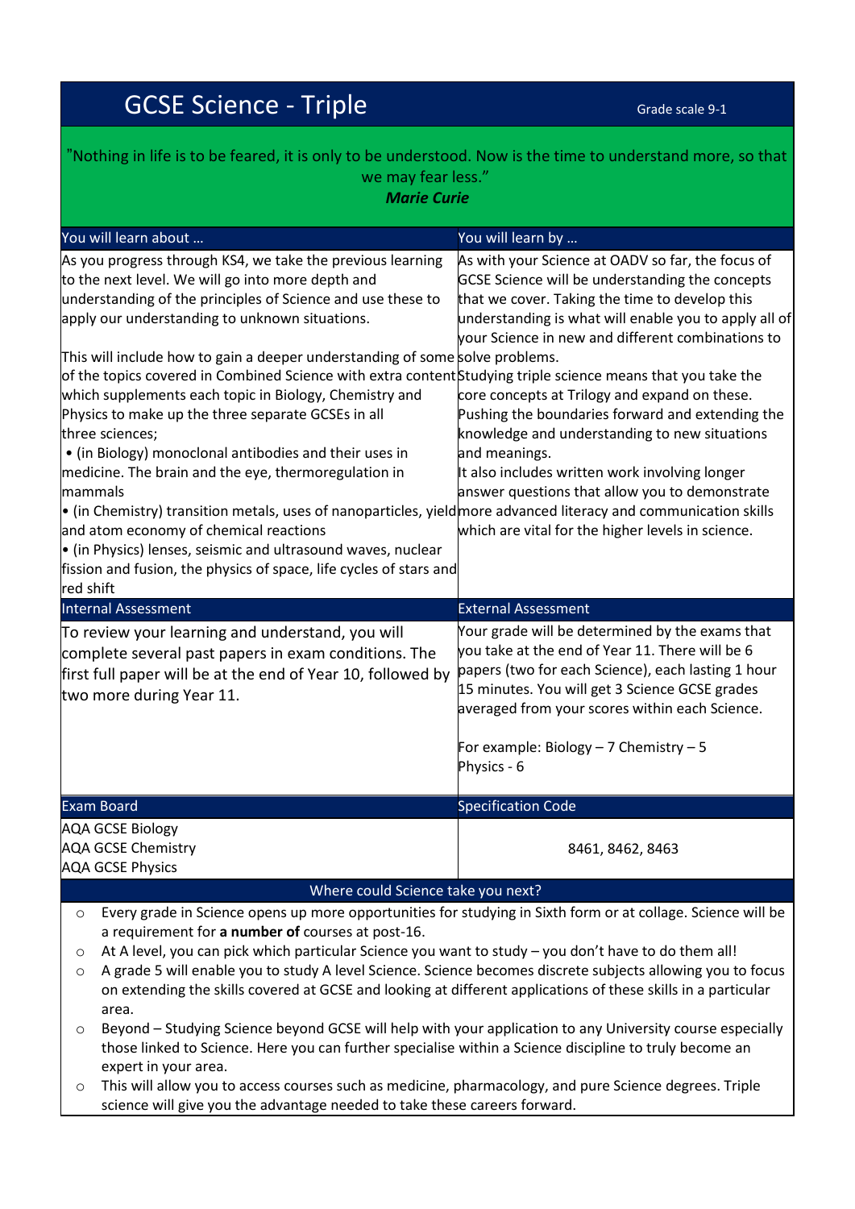# GCSE Science - Triple

Grade scale 9-1

"Nothing in life is to be feared, it is only to be understood. Now is the time to understand more, so that we may fear less."
***Marie Curie***

| You will learn about … | You will learn by … |
|---|---|
| As you progress through KS4, we take the previous learning to the next level. We will go into more depth and understanding of the principles of Science and use these to apply our understanding to unknown situations.<br><br>This will include how to gain a deeper understanding of some of the topics covered in Combined Science with extra content which supplements each topic in Biology, Chemistry and Physics to make up the three separate GCSEs in all three sciences;<br>• (in Biology) monoclonal antibodies and their uses in medicine. The brain and the eye, thermoregulation in mammals<br>• (in Chemistry) transition metals, uses of nanoparticles, yield and atom economy of chemical reactions<br>• (in Physics) lenses, seismic and ultrasound waves, nuclear fission and fusion, the physics of space, life cycles of stars and red shift | As with your Science at OADV so far, the focus of GCSE Science will be understanding the concepts that we cover. Taking the time to develop this understanding is what will enable you to apply all of your Science in new and different combinations to solve problems.<br>Studying triple science means that you take the core concepts at Trilogy and expand on these. Pushing the boundaries forward and extending the knowledge and understanding to new situations and meanings.<br>It also includes written work involving longer answer questions that allow you to demonstrate more advanced literacy and communication skills which are vital for the higher levels in science. |

| Internal Assessment | External Assessment |
|---|---|
| To review your learning and understand, you will complete several past papers in exam conditions. The first full paper will be at the end of Year 10, followed by two more during Year 11. | Your grade will be determined by the exams that you take at the end of Year 11. There will be 6 papers (two for each Science), each lasting 1 hour 15 minutes. You will get 3 Science GCSE grades averaged from your scores within each Science.<br><br>For example: Biology – 7 Chemistry – 5 Physics - 6 |

| Exam Board | Specification Code |
|---|---|
| AQA GCSE Biology<br>AQA GCSE Chemistry<br>AQA GCSE Physics | 8461, 8462, 8463 |

## Where could Science take you next?

- Every grade in Science opens up more opportunities for studying in Sixth form or at collage. Science will be a requirement for **a number of** courses at post-16.
- At A level, you can pick which particular Science you want to study – you don't have to do them all!
- A grade 5 will enable you to study A level Science. Science becomes discrete subjects allowing you to focus on extending the skills covered at GCSE and looking at different applications of these skills in a particular area.
- Beyond – Studying Science beyond GCSE will help with your application to any University course especially those linked to Science. Here you can further specialise within a Science discipline to truly become an expert in your area.
- This will allow you to access courses such as medicine, pharmacology, and pure Science degrees. Triple science will give you the advantage needed to take these careers forward.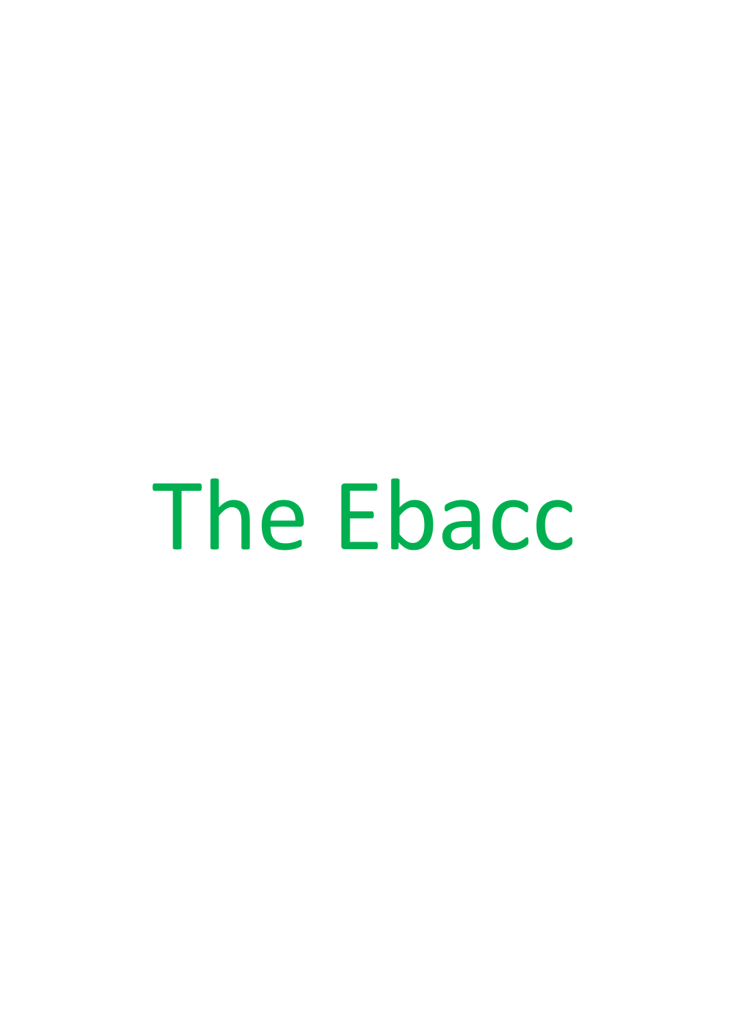# The Ebacc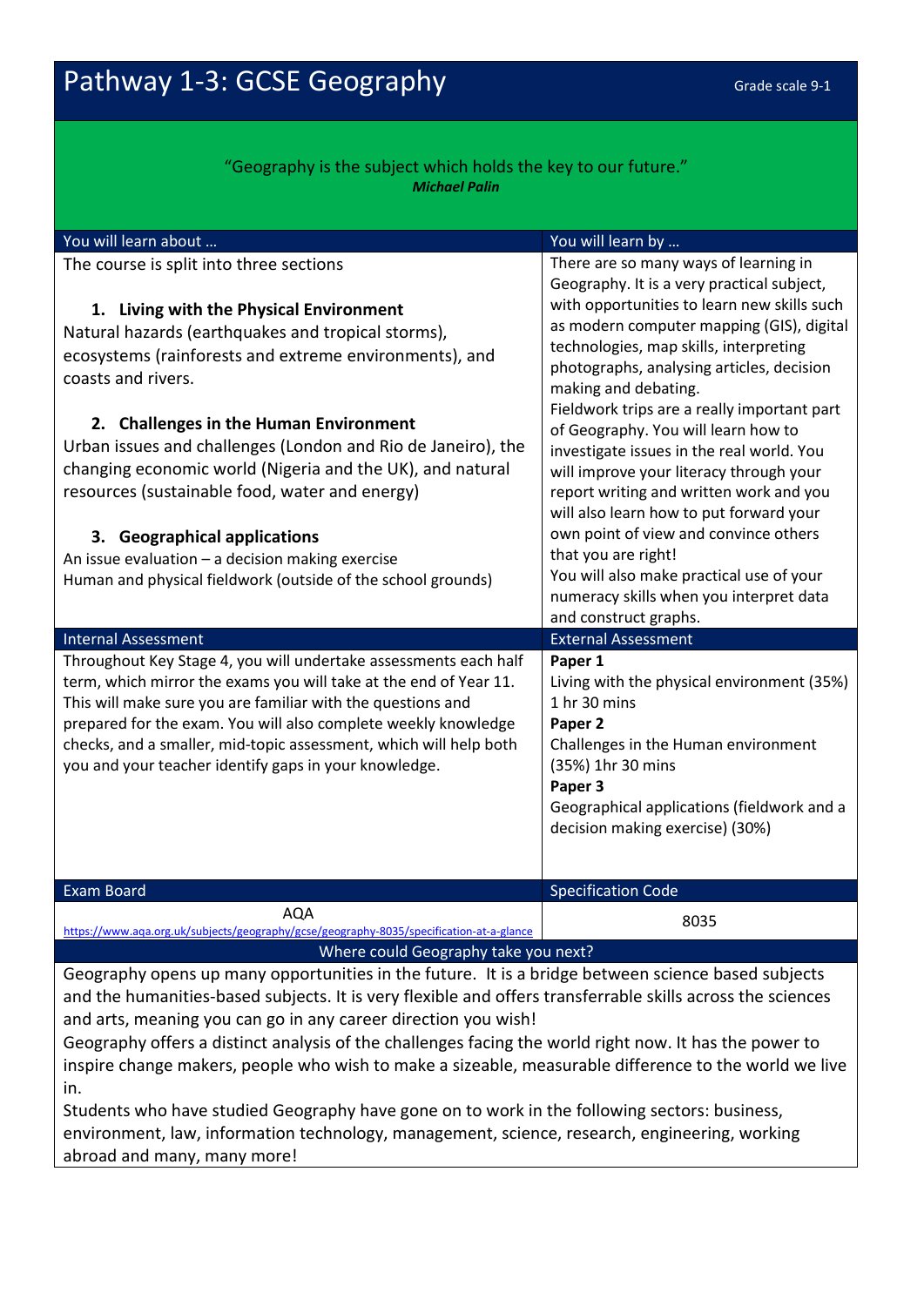# Pathway 1-3: GCSE Geography

Grade scale 9-1

"Geography is the subject which holds the key to our future."
***Michael Palin***

## You will learn about …

The course is split into three sections

1. **Living with the Physical Environment**

Natural hazards (earthquakes and tropical storms), ecosystems (rainforests and extreme environments), and coasts and rivers.

2. **Challenges in the Human Environment**

Urban issues and challenges (London and Rio de Janeiro), the changing economic world (Nigeria and the UK), and natural resources (sustainable food, water and energy)

3. **Geographical applications**

An issue evaluation – a decision making exercise
Human and physical fieldwork (outside of the school grounds)

## You will learn by …

There are so many ways of learning in Geography. It is a very practical subject, with opportunities to learn new skills such as modern computer mapping (GIS), digital technologies, map skills, interpreting photographs, analysing articles, decision making and debating.
Fieldwork trips are a really important part of Geography. You will learn how to investigate issues in the real world. You will improve your literacy through your report writing and written work and you will also learn how to put forward your own point of view and convince others that you are right!
You will also make practical use of your numeracy skills when you interpret data and construct graphs.

## Internal Assessment

Throughout Key Stage 4, you will undertake assessments each half term, which mirror the exams you will take at the end of Year 11. This will make sure you are familiar with the questions and prepared for the exam. You will also complete weekly knowledge checks, and a smaller, mid-topic assessment, which will help both you and your teacher identify gaps in your knowledge.

## External Assessment

**Paper 1**
Living with the physical environment (35%)
1 hr 30 mins
**Paper 2**
Challenges in the Human environment (35%) 1hr 30 mins
**Paper 3**
Geographical applications (fieldwork and a decision making exercise) (30%)

| Exam Board | Specification Code |
|---|---|
| AQA<br>https://www.aqa.org.uk/subjects/geography/gcse/geography-8035/specification-at-a-glance | 8035 |

## Where could Geography take you next?

Geography opens up many opportunities in the future. It is a bridge between science based subjects and the humanities-based subjects. It is very flexible and offers transferrable skills across the sciences and arts, meaning you can go in any career direction you wish!
Geography offers a distinct analysis of the challenges facing the world right now. It has the power to inspire change makers, people who wish to make a sizeable, measurable difference to the world we live in.
Students who have studied Geography have gone on to work in the following sectors: business, environment, law, information technology, management, science, research, engineering, working abroad and many, many more!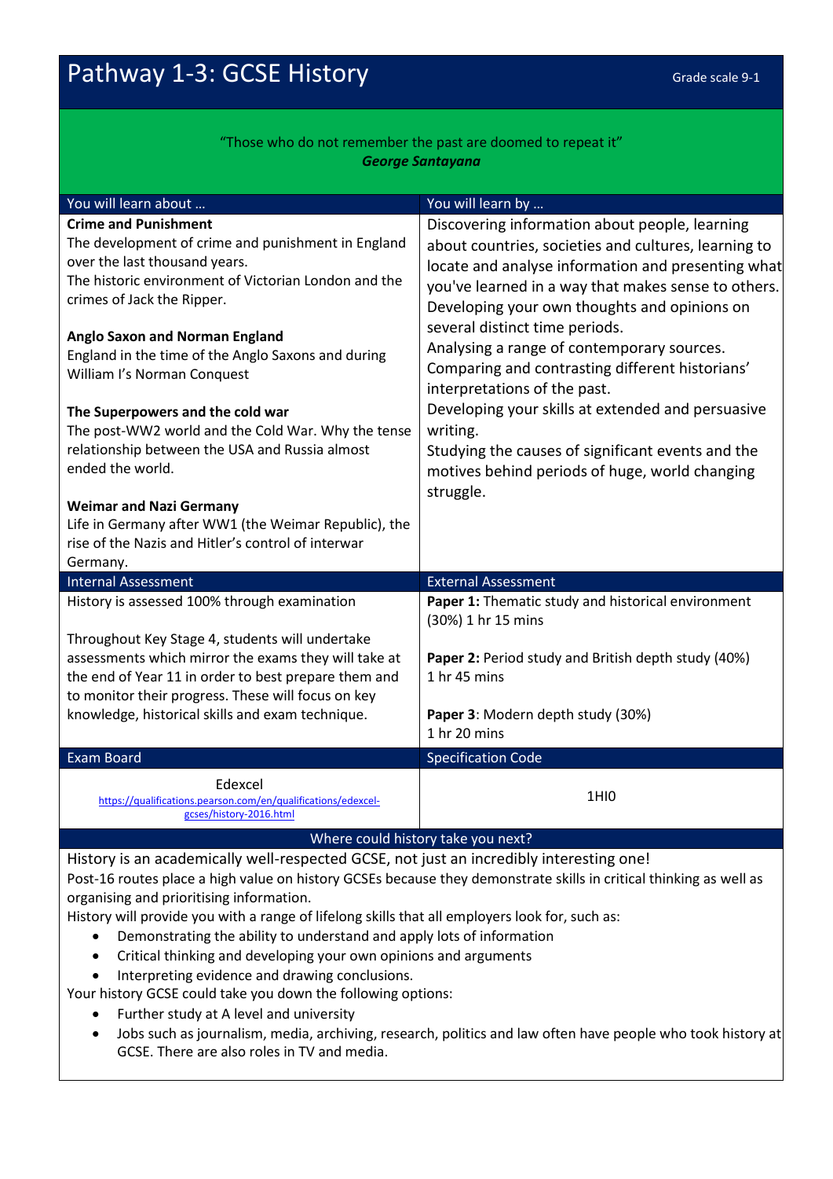# Pathway 1-3: GCSE History

Grade scale 9-1

"Those who do not remember the past are doomed to repeat it"
***George Santayana***

| You will learn about … | You will learn by … |
| --- | --- |
| **Crime and Punishment**<br>The development of crime and punishment in England over the last thousand years.<br>The historic environment of Victorian London and the crimes of Jack the Ripper.<br><br>**Anglo Saxon and Norman England**<br>England in the time of the Anglo Saxons and during William I's Norman Conquest<br><br>**The Superpowers and the cold war**<br>The post-WW2 world and the Cold War. Why the tense relationship between the USA and Russia almost ended the world.<br><br>**Weimar and Nazi Germany**<br>Life in Germany after WW1 (the Weimar Republic), the rise of the Nazis and Hitler's control of interwar Germany. | Discovering information about people, learning about countries, societies and cultures, learning to locate and analyse information and presenting what you've learned in a way that makes sense to others.<br>Developing your own thoughts and opinions on several distinct time periods.<br>Analysing a range of contemporary sources.<br>Comparing and contrasting different historians' interpretations of the past.<br>Developing your skills at extended and persuasive writing.<br>Studying the causes of significant events and the motives behind periods of huge, world changing struggle. |

| Internal Assessment | External Assessment |
| --- | --- |
| History is assessed 100% through examination<br><br>Throughout Key Stage 4, students will undertake assessments which mirror the exams they will take at the end of Year 11 in order to best prepare them and to monitor their progress. These will focus on key knowledge, historical skills and exam technique. | **Paper 1:** Thematic study and historical environment (30%) 1 hr 15 mins<br><br>**Paper 2:** Period study and British depth study (40%) 1 hr 45 mins<br><br>**Paper 3**: Modern depth study (30%) 1 hr 20 mins |

| Exam Board | Specification Code |
| --- | --- |
| Edexcel<br>https://qualifications.pearson.com/en/qualifications/edexcel-gcses/history-2016.html | 1HI0 |

## Where could history take you next?

History is an academically well-respected GCSE, not just an incredibly interesting one!

Post-16 routes place a high value on history GCSEs because they demonstrate skills in critical thinking as well as organising and prioritising information.

History will provide you with a range of lifelong skills that all employers look for, such as:

- Demonstrating the ability to understand and apply lots of information
- Critical thinking and developing your own opinions and arguments
- Interpreting evidence and drawing conclusions.

Your history GCSE could take you down the following options:

- Further study at A level and university
- Jobs such as journalism, media, archiving, research, politics and law often have people who took history at GCSE. There are also roles in TV and media.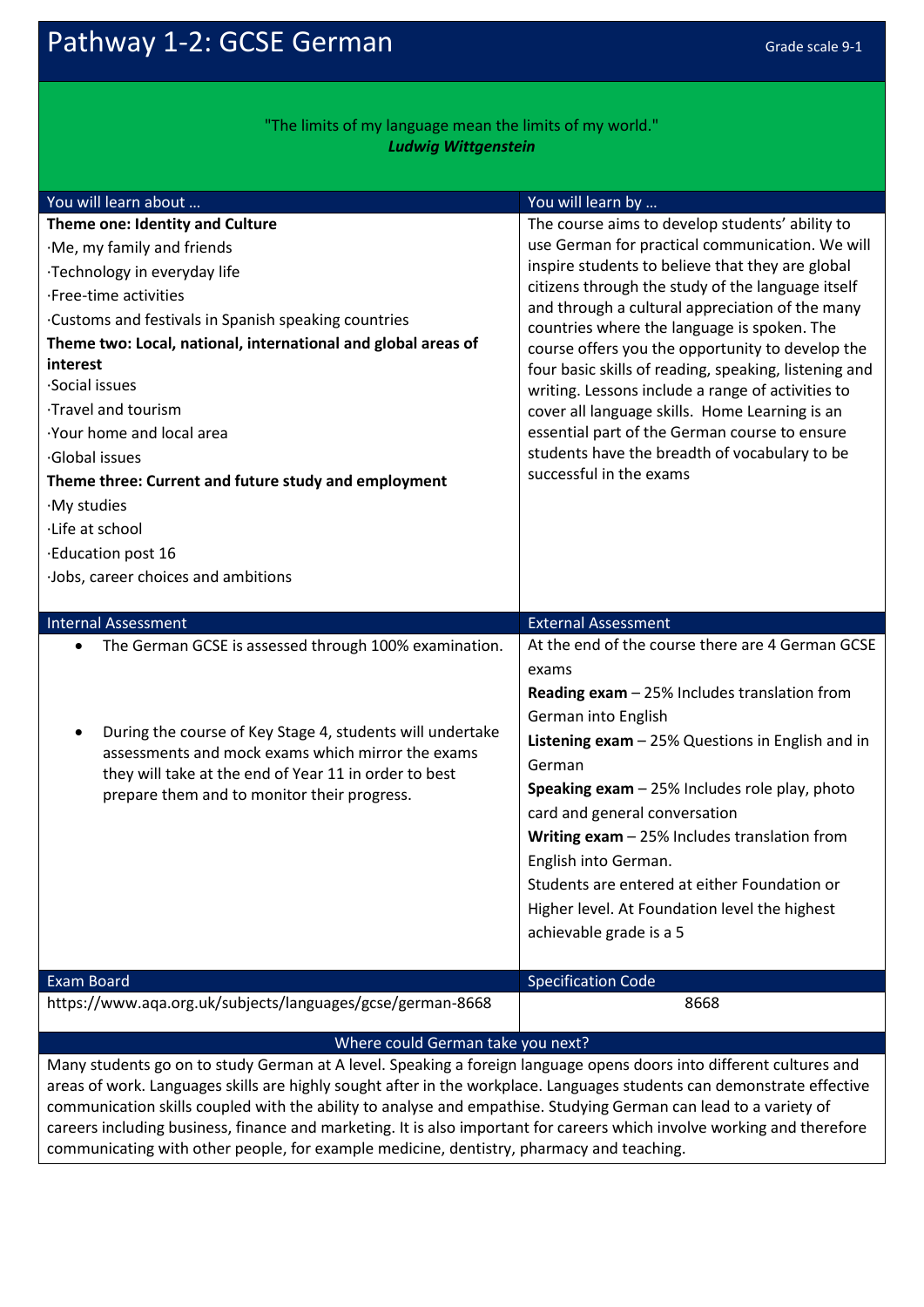# Pathway 1-2: GCSE German

Grade scale 9-1

"The limits of my language mean the limits of my world."
***Ludwig Wittgenstein***

## You will learn about …

**Theme one: Identity and Culture**

·Me, my family and friends

·Technology in everyday life

·Free-time activities

·Customs and festivals in Spanish speaking countries

**Theme two: Local, national, international and global areas of interest**

·Social issues

·Travel and tourism

·Your home and local area

·Global issues

**Theme three: Current and future study and employment**

·My studies

·Life at school

·Education post 16

·Jobs, career choices and ambitions

## You will learn by …

The course aims to develop students' ability to use German for practical communication. We will inspire students to believe that they are global citizens through the study of the language itself and through a cultural appreciation of the many countries where the language is spoken. The course offers you the opportunity to develop the four basic skills of reading, speaking, listening and writing. Lessons include a range of activities to cover all language skills. Home Learning is an essential part of the German course to ensure students have the breadth of vocabulary to be successful in the exams

## Internal Assessment

- The German GCSE is assessed through 100% examination.
- During the course of Key Stage 4, students will undertake assessments and mock exams which mirror the exams they will take at the end of Year 11 in order to best prepare them and to monitor their progress.

## External Assessment

At the end of the course there are 4 German GCSE exams

**Reading exam** – 25% Includes translation from German into English

**Listening exam** – 25% Questions in English and in German

**Speaking exam** – 25% Includes role play, photo card and general conversation

**Writing exam** – 25% Includes translation from English into German.

Students are entered at either Foundation or Higher level. At Foundation level the highest achievable grade is a 5

| Exam Board | Specification Code |
| --- | --- |
| https://www.aqa.org.uk/subjects/languages/gcse/german-8668 | 8668 |

## Where could German take you next?

Many students go on to study German at A level. Speaking a foreign language opens doors into different cultures and areas of work. Languages skills are highly sought after in the workplace. Languages students can demonstrate effective communication skills coupled with the ability to analyse and empathise. Studying German can lead to a variety of careers including business, finance and marketing. It is also important for careers which involve working and therefore communicating with other people, for example medicine, dentistry, pharmacy and teaching.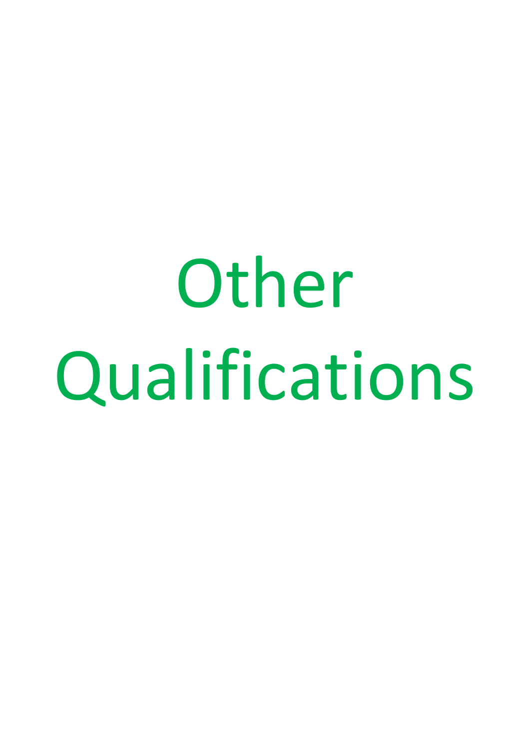# Other Qualifications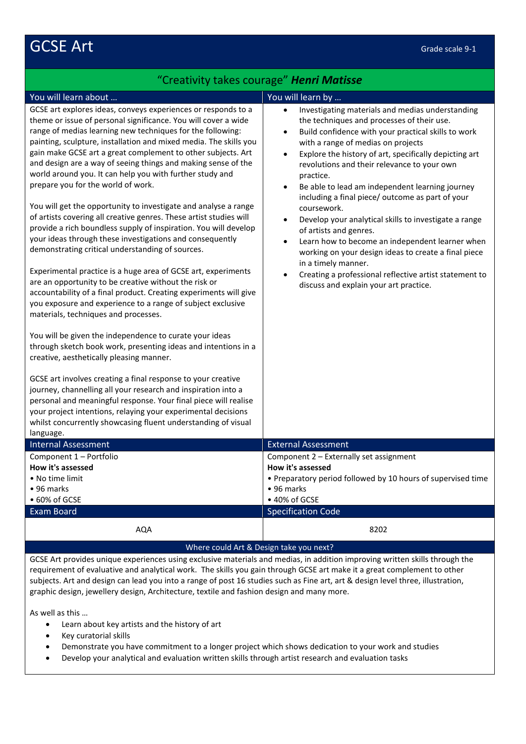# GCSE Art

Grade scale 9-1

"Creativity takes courage" ***Henri Matisse***

## You will learn about …

GCSE art explores ideas, conveys experiences or responds to a theme or issue of personal significance. You will cover a wide range of medias learning new techniques for the following: painting, sculpture, installation and mixed media. The skills you gain make GCSE art a great complement to other subjects. Art and design are a way of seeing things and making sense of the world around you. It can help you with further study and prepare you for the world of work.

You will get the opportunity to investigate and analyse a range of artists covering all creative genres. These artist studies will provide a rich boundless supply of inspiration. You will develop your ideas through these investigations and consequently demonstrating critical understanding of sources.

Experimental practice is a huge area of GCSE art, experiments are an opportunity to be creative without the risk or accountability of a final product. Creating experiments will give you exposure and experience to a range of subject exclusive materials, techniques and processes.

You will be given the independence to curate your ideas through sketch book work, presenting ideas and intentions in a creative, aesthetically pleasing manner.

GCSE art involves creating a final response to your creative journey, channelling all your research and inspiration into a personal and meaningful response. Your final piece will realise your project intentions, relaying your experimental decisions whilst concurrently showcasing fluent understanding of visual language.

## You will learn by …

- Investigating materials and medias understanding the techniques and processes of their use.
- Build confidence with your practical skills to work with a range of medias on projects
- Explore the history of art, specifically depicting art revolutions and their relevance to your own practice.
- Be able to lead am independent learning journey including a final piece/ outcome as part of your coursework.
- Develop your analytical skills to investigate a range of artists and genres.
- Learn how to become an independent learner when working on your design ideas to create a final piece in a timely manner.
- Creating a professional reflective artist statement to discuss and explain your art practice.

| Internal Assessment | External Assessment |
|---|---|
| Component 1 – Portfolio<br>**How it's assessed**<br>• No time limit<br>• 96 marks<br>• 60% of GCSE | Component 2 – Externally set assignment<br>**How it's assessed**<br>• Preparatory period followed by 10 hours of supervised time<br>• 96 marks<br>• 40% of GCSE |

| Exam Board | Specification Code |
|---|---|
| AQA | 8202 |

## Where could Art & Design take you next?

GCSE Art provides unique experiences using exclusive materials and medias, in addition improving written skills through the requirement of evaluative and analytical work. The skills you gain through GCSE art make it a great complement to other subjects. Art and design can lead you into a range of post 16 studies such as Fine art, art & design level three, illustration, graphic design, jewellery design, Architecture, textile and fashion design and many more.

As well as this …

- Learn about key artists and the history of art
- Key curatorial skills
- Demonstrate you have commitment to a longer project which shows dedication to your work and studies
- Develop your analytical and evaluation written skills through artist research and evaluation tasks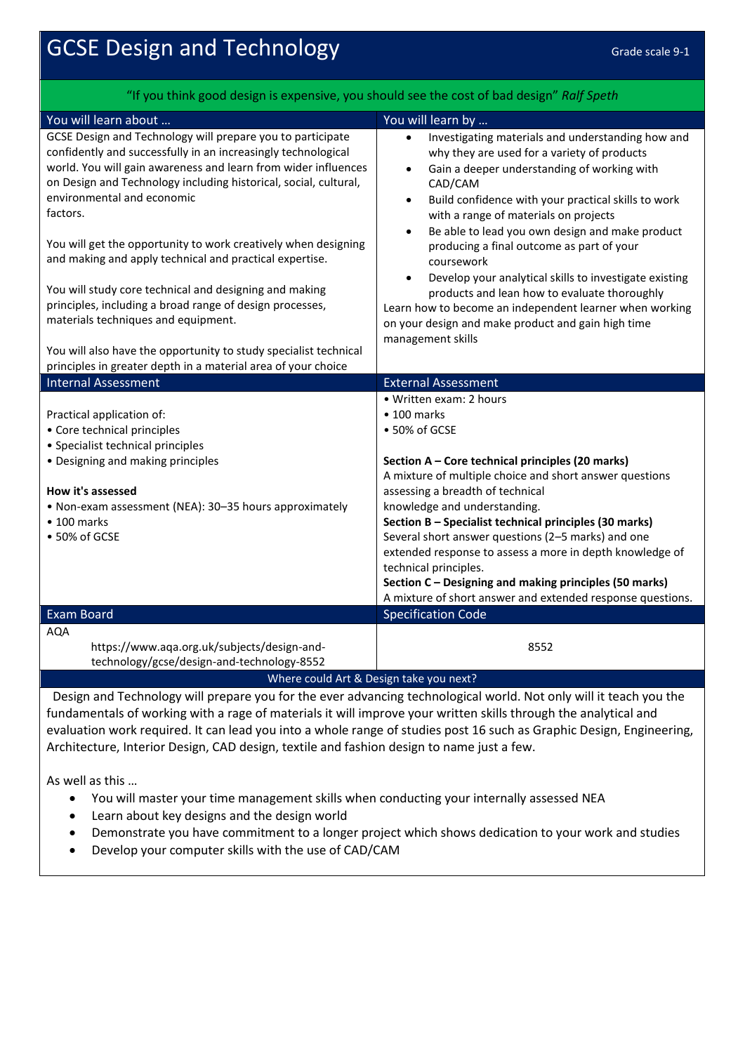# GCSE Design and Technology

Grade scale 9-1

"If you think good design is expensive, you should see the cost of bad design" *Ralf Speth*

## You will learn about …

GCSE Design and Technology will prepare you to participate confidently and successfully in an increasingly technological world. You will gain awareness and learn from wider influences on Design and Technology including historical, social, cultural, environmental and economic factors.

You will get the opportunity to work creatively when designing and making and apply technical and practical expertise.

You will study core technical and designing and making principles, including a broad range of design processes, materials techniques and equipment.

You will also have the opportunity to study specialist technical principles in greater depth in a material area of your choice

## You will learn by …

- Investigating materials and understanding how and why they are used for a variety of products
- Gain a deeper understanding of working with CAD/CAM
- Build confidence with your practical skills to work with a range of materials on projects
- Be able to lead you own design and make product producing a final outcome as part of your coursework
- Develop your analytical skills to investigate existing products and lean how to evaluate thoroughly

Learn how to become an independent learner when working on your design and make product and gain high time management skills

## Internal Assessment

Practical application of:
- Core technical principles
- Specialist technical principles
- Designing and making principles

**How it's assessed**
- Non-exam assessment (NEA): 30–35 hours approximately
- 100 marks
- 50% of GCSE

## External Assessment

- Written exam: 2 hours
- 100 marks
- 50% of GCSE

**Section A – Core technical principles (20 marks)**
A mixture of multiple choice and short answer questions assessing a breadth of technical knowledge and understanding.

**Section B – Specialist technical principles (30 marks)**
Several short answer questions (2–5 marks) and one extended response to assess a more in depth knowledge of technical principles.

**Section C – Designing and making principles (50 marks)**
A mixture of short answer and extended response questions.

## Exam Board

AQA
https://www.aqa.org.uk/subjects/design-and-technology/gcse/design-and-technology-8552

## Specification Code

8552

## Where could Art & Design take you next?

Design and Technology will prepare you for the ever advancing technological world. Not only will it teach you the fundamentals of working with a rage of materials it will improve your written skills through the analytical and evaluation work required. It can lead you into a whole range of studies post 16 such as Graphic Design, Engineering, Architecture, Interior Design, CAD design, textile and fashion design to name just a few.

As well as this …
- You will master your time management skills when conducting your internally assessed NEA
- Learn about key designs and the design world
- Demonstrate you have commitment to a longer project which shows dedication to your work and studies
- Develop your computer skills with the use of CAD/CAM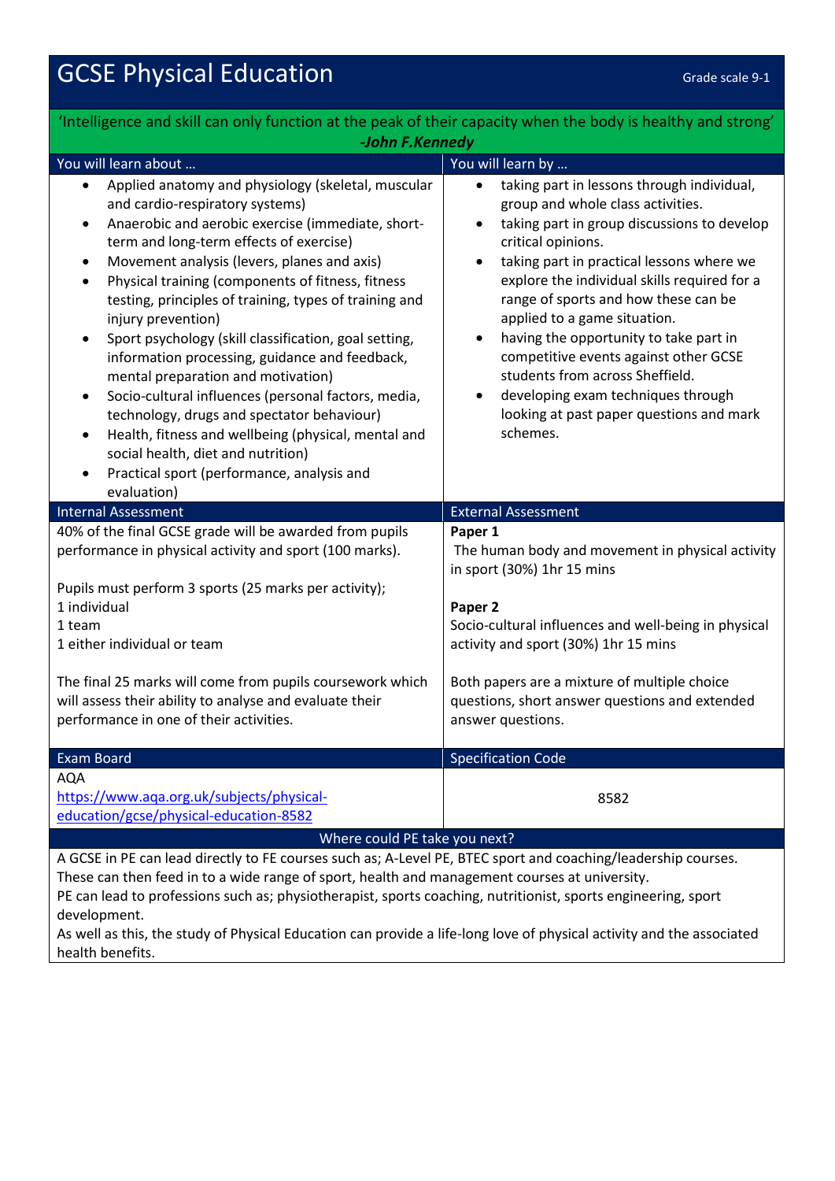# GCSE Physical Education

Grade scale 9-1

'Intelligence and skill can only function at the peak of their capacity when the body is healthy and strong'
***-John F.Kennedy***

## You will learn about …

- Applied anatomy and physiology (skeletal, muscular and cardio-respiratory systems)
- Anaerobic and aerobic exercise (immediate, short-term and long-term effects of exercise)
- Movement analysis (levers, planes and axis)
- Physical training (components of fitness, fitness testing, principles of training, types of training and injury prevention)
- Sport psychology (skill classification, goal setting, information processing, guidance and feedback, mental preparation and motivation)
- Socio-cultural influences (personal factors, media, technology, drugs and spectator behaviour)
- Health, fitness and wellbeing (physical, mental and social health, diet and nutrition)
- Practical sport (performance, analysis and evaluation)

## You will learn by …

- taking part in lessons through individual, group and whole class activities.
- taking part in group discussions to develop critical opinions.
- taking part in practical lessons where we explore the individual skills required for a range of sports and how these can be applied to a game situation.
- having the opportunity to take part in competitive events against other GCSE students from across Sheffield.
- developing exam techniques through looking at past paper questions and mark schemes.

## Internal Assessment

40% of the final GCSE grade will be awarded from pupils performance in physical activity and sport (100 marks).

Pupils must perform 3 sports (25 marks per activity);
1 individual
1 team
1 either individual or team

The final 25 marks will come from pupils coursework which will assess their ability to analyse and evaluate their performance in one of their activities.

## External Assessment

**Paper 1**
The human body and movement in physical activity in sport (30%) 1hr 15 mins

**Paper 2**
Socio-cultural influences and well-being in physical activity and sport (30%) 1hr 15 mins

Both papers are a mixture of multiple choice questions, short answer questions and extended answer questions.

## Exam Board

AQA
[https://www.aqa.org.uk/subjects/physical-education/gcse/physical-education-8582](https://www.aqa.org.uk/subjects/physical-education/gcse/physical-education-8582)

## Specification Code

8582

## Where could PE take you next?

A GCSE in PE can lead directly to FE courses such as; A-Level PE, BTEC sport and coaching/leadership courses. These can then feed in to a wide range of sport, health and management courses at university.
PE can lead to professions such as; physiotherapist, sports coaching, nutritionist, sports engineering, sport development.
As well as this, the study of Physical Education can provide a life-long love of physical activity and the associated health benefits.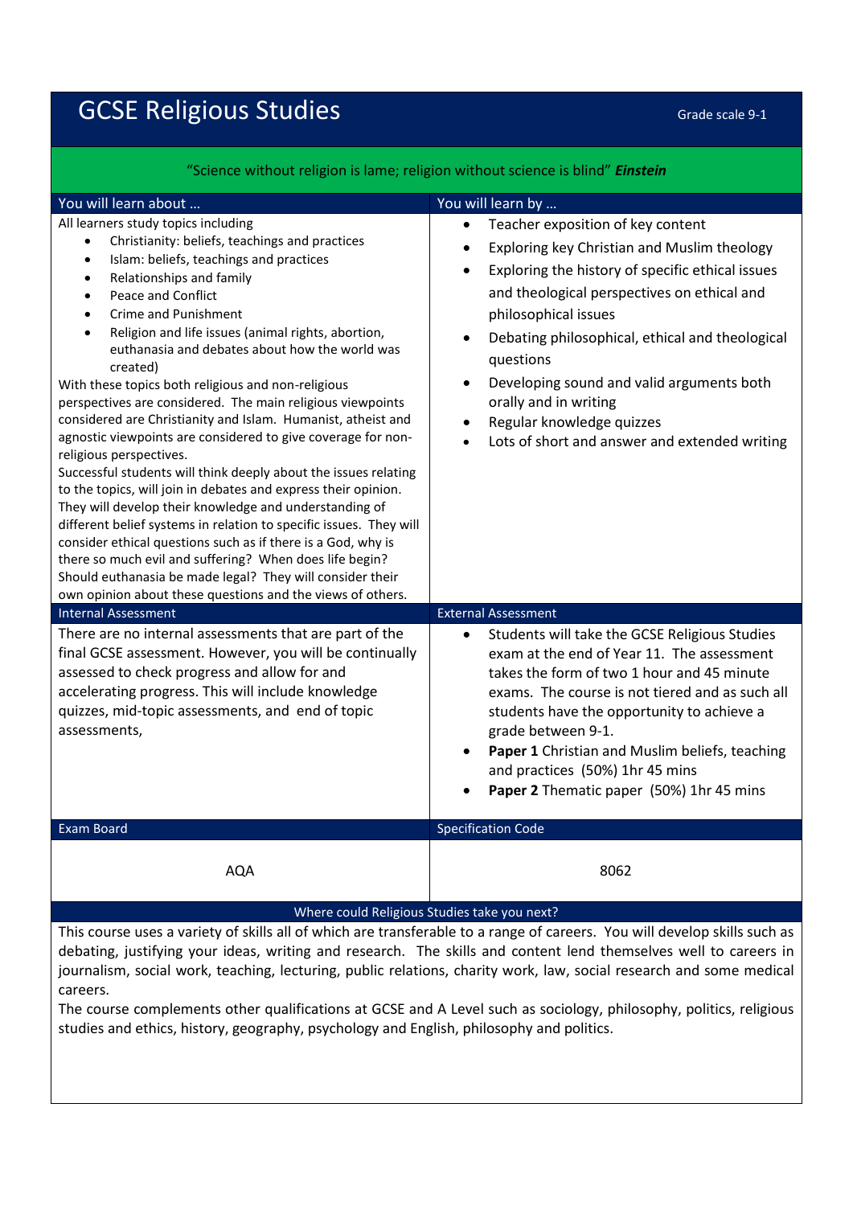# GCSE Religious Studies

Grade scale 9-1

"Science without religion is lame; religion without science is blind" ***Einstein***

## You will learn about …

All learners study topics including

- Christianity: beliefs, teachings and practices
- Islam: beliefs, teachings and practices
- Relationships and family
- Peace and Conflict
- Crime and Punishment
- Religion and life issues (animal rights, abortion, euthanasia and debates about how the world was created)

With these topics both religious and non-religious perspectives are considered. The main religious viewpoints considered are Christianity and Islam. Humanist, atheist and agnostic viewpoints are considered to give coverage for non-religious perspectives.

Successful students will think deeply about the issues relating to the topics, will join in debates and express their opinion. They will develop their knowledge and understanding of different belief systems in relation to specific issues. They will consider ethical questions such as if there is a God, why is there so much evil and suffering? When does life begin? Should euthanasia be made legal? They will consider their own opinion about these questions and the views of others.

## You will learn by …

- Teacher exposition of key content
- Exploring key Christian and Muslim theology
- Exploring the history of specific ethical issues and theological perspectives on ethical and philosophical issues
- Debating philosophical, ethical and theological questions
- Developing sound and valid arguments both orally and in writing
- Regular knowledge quizzes
- Lots of short and answer and extended writing

## Internal Assessment

There are no internal assessments that are part of the final GCSE assessment. However, you will be continually assessed to check progress and allow for and accelerating progress. This will include knowledge quizzes, mid-topic assessments, and end of topic assessments,

## External Assessment

- Students will take the GCSE Religious Studies exam at the end of Year 11. The assessment takes the form of two 1 hour and 45 minute exams. The course is not tiered and as such all students have the opportunity to achieve a grade between 9-1.
- **Paper 1** Christian and Muslim beliefs, teaching and practices (50%) 1hr 45 mins
- **Paper 2** Thematic paper (50%) 1hr 45 mins

| Exam Board | Specification Code |
|---|---|
| AQA | 8062 |

## Where could Religious Studies take you next?

This course uses a variety of skills all of which are transferable to a range of careers. You will develop skills such as debating, justifying your ideas, writing and research. The skills and content lend themselves well to careers in journalism, social work, teaching, lecturing, public relations, charity work, law, social research and some medical careers.

The course complements other qualifications at GCSE and A Level such as sociology, philosophy, politics, religious studies and ethics, history, geography, psychology and English, philosophy and politics.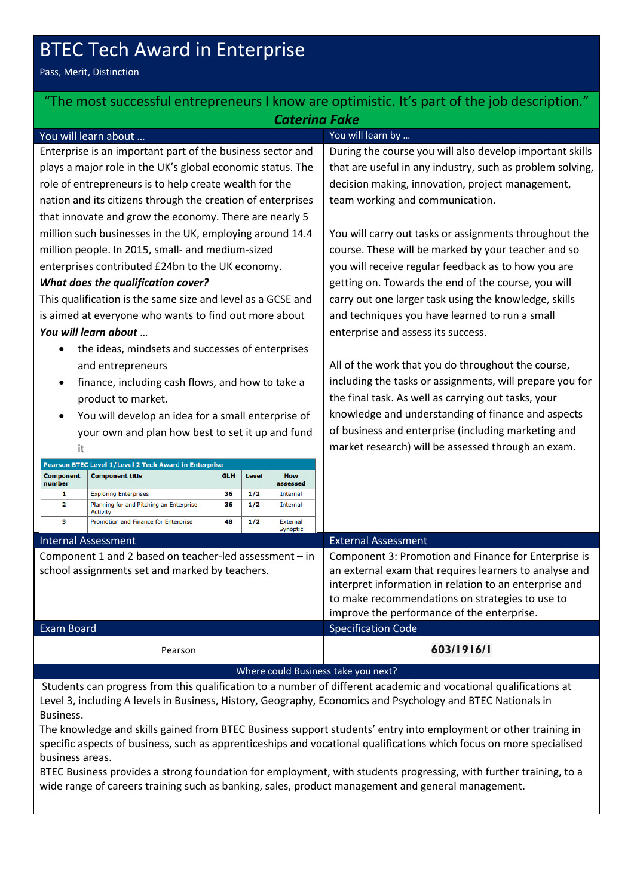# BTEC Tech Award in Enterprise

Pass, Merit, Distinction

"The most successful entrepreneurs I know are optimistic. It's part of the job description."
***Caterina Fake***

## You will learn about …

Enterprise is an important part of the business sector and plays a major role in the UK's global economic status. The role of entrepreneurs is to help create wealth for the nation and its citizens through the creation of enterprises that innovate and grow the economy. There are nearly 5 million such businesses in the UK, employing around 14.4 million people. In 2015, small- and medium-sized enterprises contributed £24bn to the UK economy.

***What does the qualification cover?***

This qualification is the same size and level as a GCSE and is aimed at everyone who wants to find out more about

***You will learn about …***

- the ideas, mindsets and successes of enterprises and entrepreneurs
- finance, including cash flows, and how to take a product to market.
- You will develop an idea for a small enterprise of your own and plan how best to set it up and fund it

**Pearson BTEC Level 1/Level 2 Tech Award in Enterprise**

| Component number | Component title | GLH | Level | How assessed |
|---|---|---|---|---|
| 1 | Exploring Enterprises | 36 | 1/2 | Internal |
| 2 | Planning for and Pitching an Enterprise Activity | 36 | 1/2 | Internal |
| 3 | Promotion and Finance for Enterprise | 48 | 1/2 | External Synoptic |

## You will learn by …

During the course you will also develop important skills that are useful in any industry, such as problem solving, decision making, innovation, project management, team working and communication.

You will carry out tasks or assignments throughout the course. These will be marked by your teacher and so you will receive regular feedback as to how you are getting on. Towards the end of the course, you will carry out one larger task using the knowledge, skills and techniques you have learned to run a small enterprise and assess its success.

All of the work that you do throughout the course, including the tasks or assignments, will prepare you for the final task. As well as carrying out tasks, your knowledge and understanding of finance and aspects of business and enterprise (including marketing and market research) will be assessed through an exam.

## Internal Assessment

Component 1 and 2 based on teacher-led assessment – in school assignments set and marked by teachers.

## External Assessment

Component 3: Promotion and Finance for Enterprise is an external exam that requires learners to analyse and interpret information in relation to an enterprise and to make recommendations on strategies to use to improve the performance of the enterprise.

## Exam Board

Pearson

## Specification Code

**603/1916/1**

## Where could Business take you next?

Students can progress from this qualification to a number of different academic and vocational qualifications at Level 3, including A levels in Business, History, Geography, Economics and Psychology and BTEC Nationals in Business.

The knowledge and skills gained from BTEC Business support students' entry into employment or other training in specific aspects of business, such as apprenticeships and vocational qualifications which focus on more specialised business areas.

BTEC Business provides a strong foundation for employment, with students progressing, with further training, to a wide range of careers training such as banking, sales, product management and general management.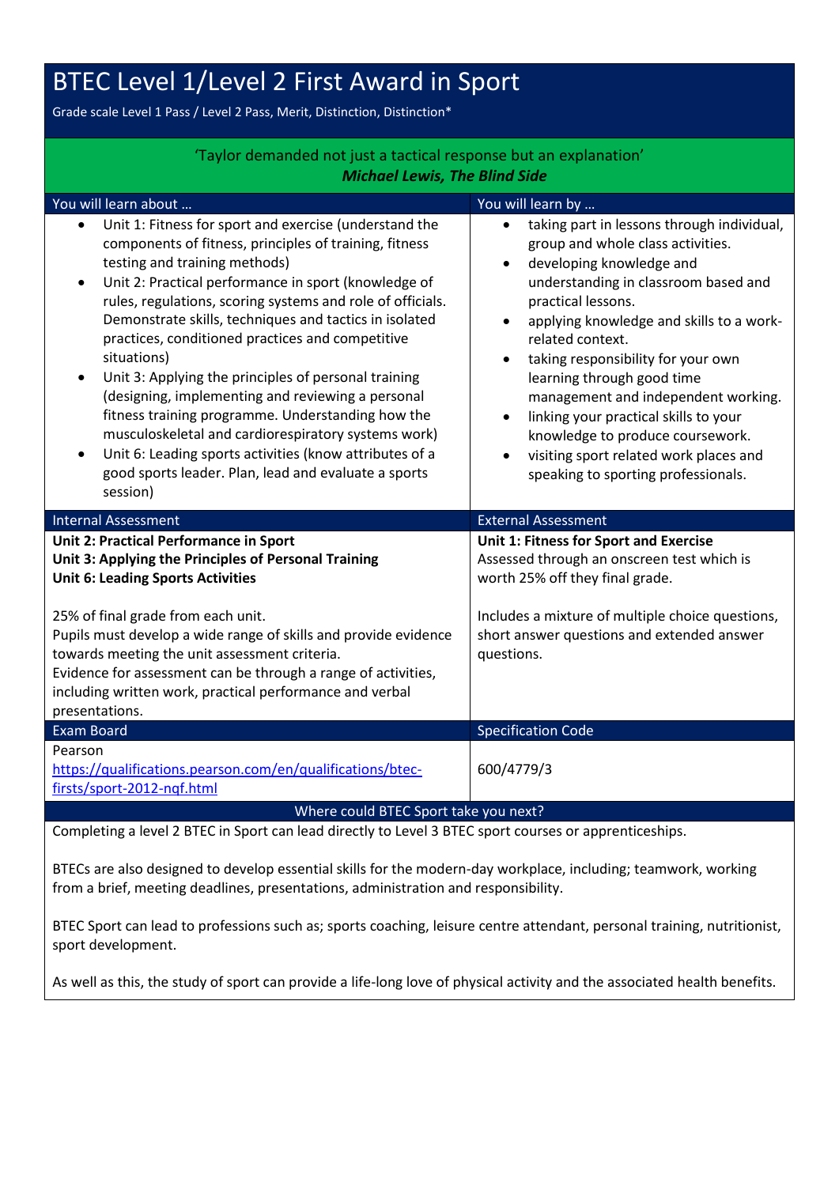# BTEC Level 1/Level 2 First Award in Sport

Grade scale Level 1 Pass / Level 2 Pass, Merit, Distinction, Distinction*

'Taylor demanded not just a tactical response but an explanation'
***Michael Lewis, The Blind Side***

| You will learn about … | You will learn by … |
|---|---|
| • Unit 1: Fitness for sport and exercise (understand the components of fitness, principles of training, fitness testing and training methods)<br>• Unit 2: Practical performance in sport (knowledge of rules, regulations, scoring systems and role of officials. Demonstrate skills, techniques and tactics in isolated practices, conditioned practices and competitive situations)<br>• Unit 3: Applying the principles of personal training (designing, implementing and reviewing a personal fitness training programme. Understanding how the musculoskeletal and cardiorespiratory systems work)<br>• Unit 6: Leading sports activities (know attributes of a good sports leader. Plan, lead and evaluate a sports session) | • taking part in lessons through individual, group and whole class activities.<br>• developing knowledge and understanding in classroom based and practical lessons.<br>• applying knowledge and skills to a work-related context.<br>• taking responsibility for your own learning through good time management and independent working.<br>• linking your practical skills to your knowledge to produce coursework.<br>• visiting sport related work places and speaking to sporting professionals. |
| **Internal Assessment** | **External Assessment** |
| **Unit 2: Practical Performance in Sport**<br>**Unit 3: Applying the Principles of Personal Training**<br>**Unit 6: Leading Sports Activities**<br><br>25% of final grade from each unit.<br>Pupils must develop a wide range of skills and provide evidence towards meeting the unit assessment criteria.<br>Evidence for assessment can be through a range of activities, including written work, practical performance and verbal presentations. | **Unit 1: Fitness for Sport and Exercise**<br>Assessed through an onscreen test which is worth 25% off they final grade.<br><br>Includes a mixture of multiple choice questions, short answer questions and extended answer questions. |
| **Exam Board** | **Specification Code** |
| Pearson<br>[https://qualifications.pearson.com/en/qualifications/btec-firsts/sport-2012-nqf.html](https://qualifications.pearson.com/en/qualifications/btec-firsts/sport-2012-nqf.html) | 600/4779/3 |

## Where could BTEC Sport take you next?

Completing a level 2 BTEC in Sport can lead directly to Level 3 BTEC sport courses or apprenticeships.

BTECs are also designed to develop essential skills for the modern-day workplace, including; teamwork, working from a brief, meeting deadlines, presentations, administration and responsibility.

BTEC Sport can lead to professions such as; sports coaching, leisure centre attendant, personal training, nutritionist, sport development.

As well as this, the study of sport can provide a life-long love of physical activity and the associated health benefits.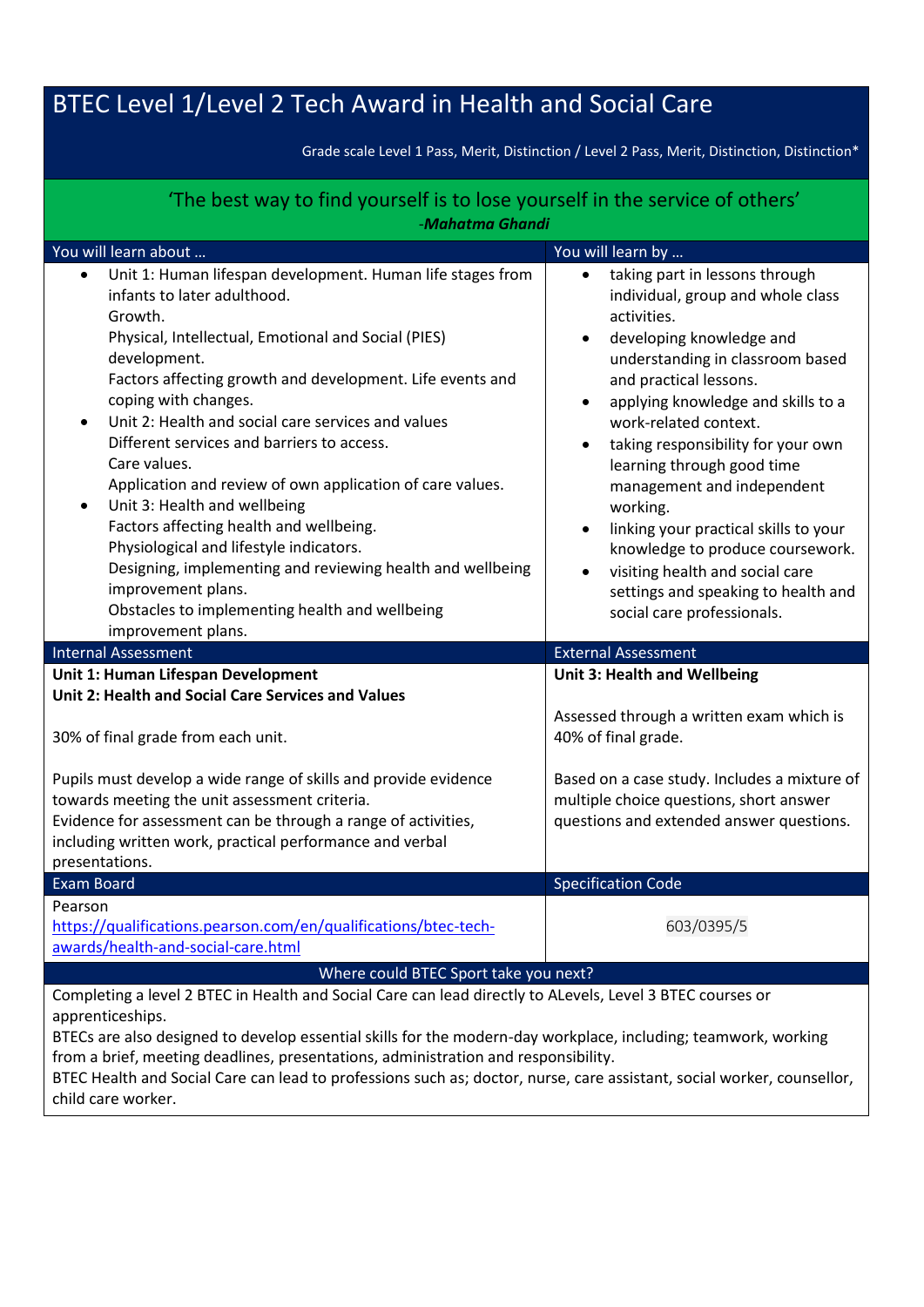# BTEC Level 1/Level 2 Tech Award in Health and Social Care

Grade scale Level 1 Pass, Merit, Distinction / Level 2 Pass, Merit, Distinction, Distinction*

'The best way to find yourself is to lose yourself in the service of others'
-***Mahatma Ghandi***

| You will learn about … | You will learn by … |
|---|---|
| • Unit 1: Human lifespan development. Human life stages from infants to later adulthood.<br>Growth.<br>Physical, Intellectual, Emotional and Social (PIES) development.<br>Factors affecting growth and development. Life events and coping with changes.<br>• Unit 2: Health and social care services and values<br>Different services and barriers to access.<br>Care values.<br>Application and review of own application of care values.<br>• Unit 3: Health and wellbeing<br>Factors affecting health and wellbeing.<br>Physiological and lifestyle indicators.<br>Designing, implementing and reviewing health and wellbeing improvement plans.<br>Obstacles to implementing health and wellbeing improvement plans. | • taking part in lessons through individual, group and whole class activities.<br>• developing knowledge and understanding in classroom based and practical lessons.<br>• applying knowledge and skills to a work-related context.<br>• taking responsibility for your own learning through good time management and independent working.<br>• linking your practical skills to your knowledge to produce coursework.<br>• visiting health and social care settings and speaking to health and social care professionals. |
| **Internal Assessment** | **External Assessment** |
| **Unit 1: Human Lifespan Development**<br>**Unit 2: Health and Social Care Services and Values**<br><br>30% of final grade from each unit.<br><br>Pupils must develop a wide range of skills and provide evidence towards meeting the unit assessment criteria.<br>Evidence for assessment can be through a range of activities, including written work, practical performance and verbal presentations. | **Unit 3: Health and Wellbeing**<br><br>Assessed through a written exam which is 40% of final grade.<br><br>Based on a case study. Includes a mixture of multiple choice questions, short answer questions and extended answer questions. |
| **Exam Board** | **Specification Code** |
| Pearson<br>https://qualifications.pearson.com/en/qualifications/btec-tech-awards/health-and-social-care.html | 603/0395/5 |

## Where could BTEC Sport take you next?

Completing a level 2 BTEC in Health and Social Care can lead directly to ALevels, Level 3 BTEC courses or apprenticeships.
BTECs are also designed to develop essential skills for the modern-day workplace, including; teamwork, working from a brief, meeting deadlines, presentations, administration and responsibility.
BTEC Health and Social Care can lead to professions such as; doctor, nurse, care assistant, social worker, counsellor, child care worker.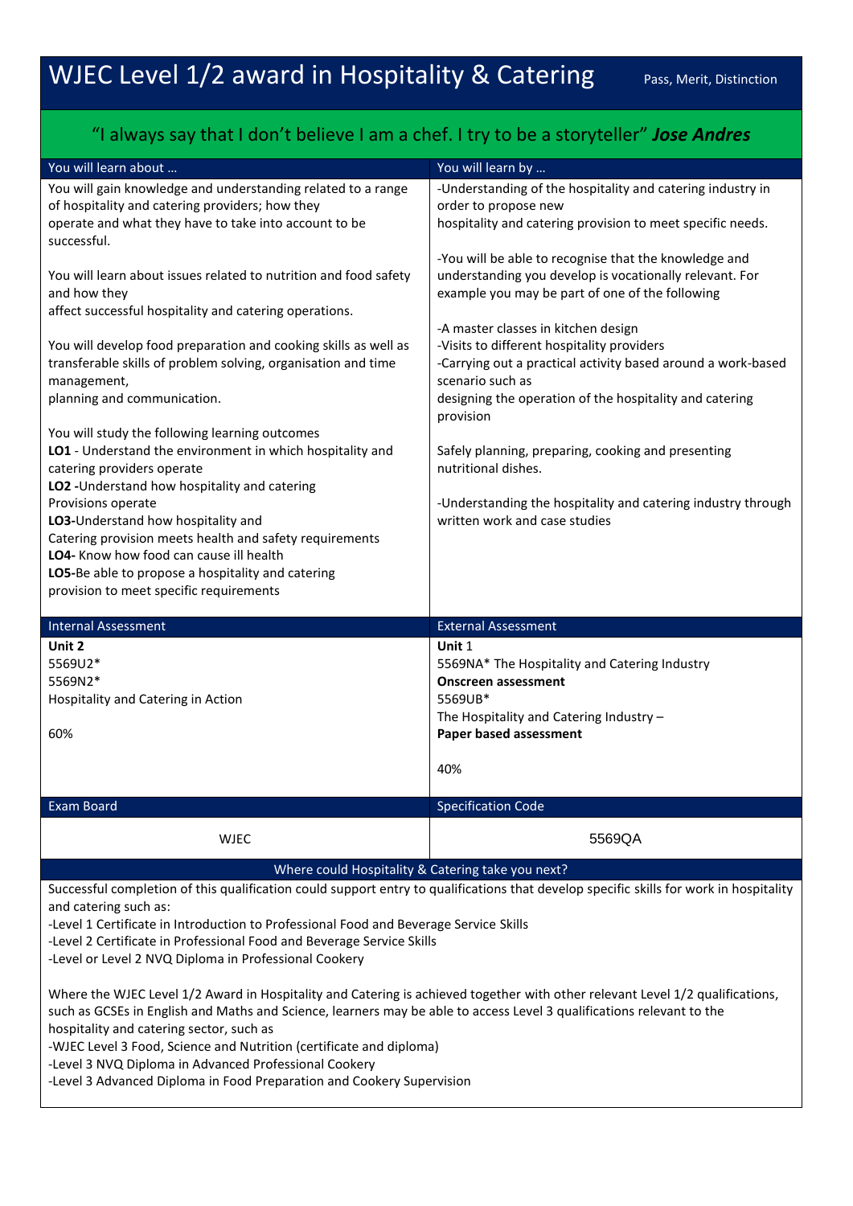# WJEC Level 1/2 award in Hospitality & Catering

Pass, Merit, Distinction

"I always say that I don't believe I am a chef. I try to be a storyteller" ***Jose Andres***

| You will learn about … | You will learn by … |
|---|---|
| You will gain knowledge and understanding related to a range of hospitality and catering providers; how they operate and what they have to take into account to be successful.<br><br>You will learn about issues related to nutrition and food safety and how they affect successful hospitality and catering operations.<br><br>You will develop food preparation and cooking skills as well as transferable skills of problem solving, organisation and time management, planning and communication.<br><br>You will study the following learning outcomes<br>**LO1** - Understand the environment in which hospitality and catering providers operate<br>**LO2** -Understand how hospitality and catering Provisions operate<br>**LO3**-Understand how hospitality and Catering provision meets health and safety requirements<br>**LO4**- Know how food can cause ill health<br>**LO5**-Be able to propose a hospitality and catering provision to meet specific requirements | -Understanding of the hospitality and catering industry in order to propose new hospitality and catering provision to meet specific needs.<br><br>-You will be able to recognise that the knowledge and understanding you develop is vocationally relevant. For example you may be part of one of the following<br><br>-A master classes in kitchen design<br>-Visits to different hospitality providers<br>-Carrying out a practical activity based around a work-based scenario such as designing the operation of the hospitality and catering provision<br><br>Safely planning, preparing, cooking and presenting nutritional dishes.<br><br>-Understanding the hospitality and catering industry through written work and case studies |

| Internal Assessment | External Assessment |
|---|---|
| **Unit 2**<br>5569U2*<br>5569N2*<br>Hospitality and Catering in Action<br><br>60% | **Unit** 1<br>5569NA* The Hospitality and Catering Industry<br>**Onscreen assessment**<br>5569UB*<br>The Hospitality and Catering Industry –<br>**Paper based assessment**<br><br>40% |

| Exam Board | Specification Code |
|---|---|
| WJEC | 5569QA |

## Where could Hospitality & Catering take you next?

Successful completion of this qualification could support entry to qualifications that develop specific skills for work in hospitality and catering such as:

-Level 1 Certificate in Introduction to Professional Food and Beverage Service Skills
-Level 2 Certificate in Professional Food and Beverage Service Skills
-Level or Level 2 NVQ Diploma in Professional Cookery

Where the WJEC Level 1/2 Award in Hospitality and Catering is achieved together with other relevant Level 1/2 qualifications, such as GCSEs in English and Maths and Science, learners may be able to access Level 3 qualifications relevant to the hospitality and catering sector, such as

-WJEC Level 3 Food, Science and Nutrition (certificate and diploma)
-Level 3 NVQ Diploma in Advanced Professional Cookery
-Level 3 Advanced Diploma in Food Preparation and Cookery Supervision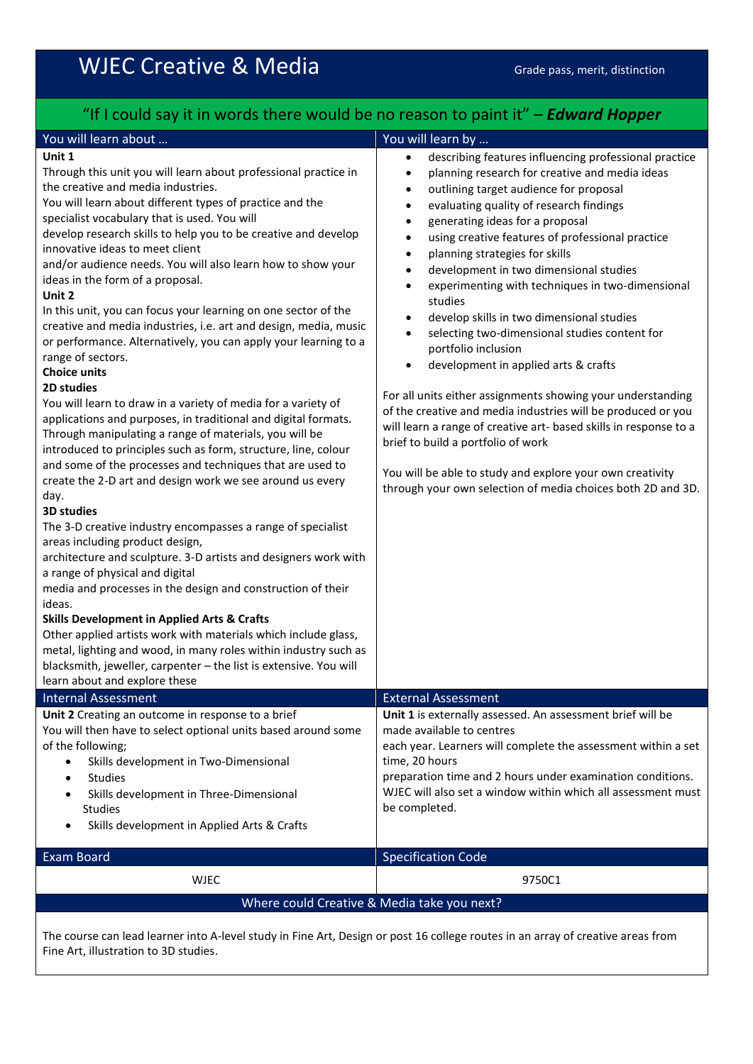# WJEC Creative & Media

Grade pass, merit, distinction

"If I could say it in words there would be no reason to paint it" – ***Edward Hopper***

## You will learn about …

**Unit 1**

Through this unit you will learn about professional practice in the creative and media industries.
You will learn about different types of practice and the specialist vocabulary that is used. You will develop research skills to help you to be creative and develop innovative ideas to meet client and/or audience needs. You will also learn how to show your ideas in the form of a proposal.

**Unit 2**

In this unit, you can focus your learning on one sector of the creative and media industries, i.e. art and design, media, music or performance. Alternatively, you can apply your learning to a range of sectors.

**Choice units**

**2D studies**

You will learn to draw in a variety of media for a variety of applications and purposes, in traditional and digital formats. Through manipulating a range of materials, you will be introduced to principles such as form, structure, line, colour and some of the processes and techniques that are used to create the 2-D art and design work we see around us every day.

**3D studies**

The 3-D creative industry encompasses a range of specialist areas including product design, architecture and sculpture. 3-D artists and designers work with a range of physical and digital media and processes in the design and construction of their ideas.

**Skills Development in Applied Arts & Crafts**

Other applied artists work with materials which include glass, metal, lighting and wood, in many roles within industry such as blacksmith, jeweller, carpenter – the list is extensive. You will learn about and explore these

## You will learn by …

- describing features influencing professional practice
- planning research for creative and media ideas
- outlining target audience for proposal
- evaluating quality of research findings
- generating ideas for a proposal
- using creative features of professional practice
- planning strategies for skills
- development in two dimensional studies
- experimenting with techniques in two-dimensional studies
- develop skills in two dimensional studies
- selecting two-dimensional studies content for portfolio inclusion
- development in applied arts & crafts

For all units either assignments showing your understanding of the creative and media industries will be produced or you will learn a range of creative art- based skills in response to a brief to build a portfolio of work

You will be able to study and explore your own creativity through your own selection of media choices both 2D and 3D.

## Internal Assessment

**Unit 2** Creating an outcome in response to a brief
You will then have to select optional units based around some of the following;

- Skills development in Two-Dimensional
- Studies
- Skills development in Three-Dimensional Studies
- Skills development in Applied Arts & Crafts

## External Assessment

**Unit 1** is externally assessed. An assessment brief will be made available to centres each year. Learners will complete the assessment within a set time, 20 hours preparation time and 2 hours under examination conditions. WJEC will also set a window within which all assessment must be completed.

| Exam Board | Specification Code |
|---|---|
| WJEC | 9750C1 |

## Where could Creative & Media take you next?

The course can lead learner into A-level study in Fine Art, Design or post 16 college routes in an array of creative areas from Fine Art, illustration to 3D studies.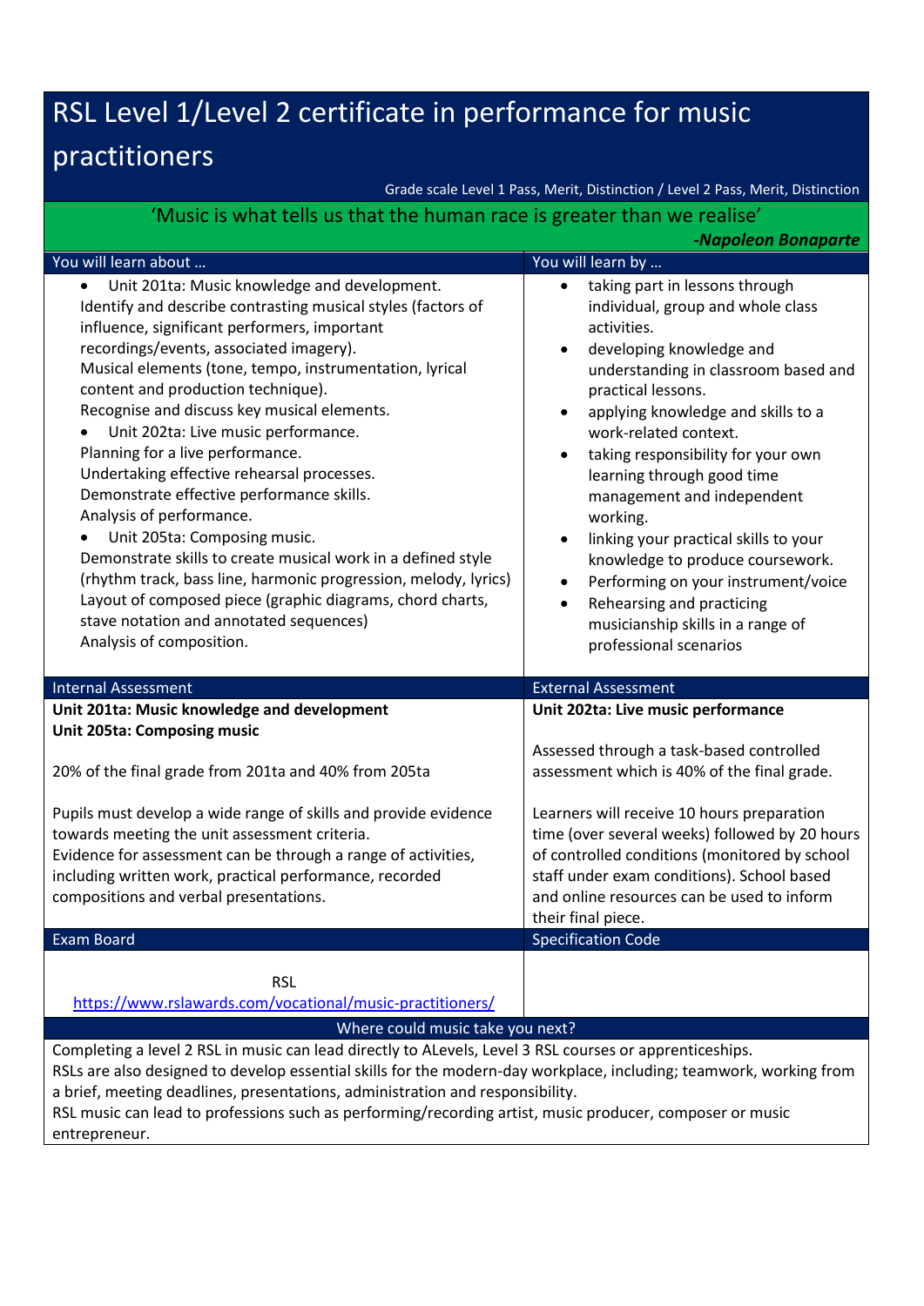# RSL Level 1/Level 2 certificate in performance for music practitioners

Grade scale Level 1 Pass, Merit, Distinction / Level 2 Pass, Merit, Distinction

'Music is what tells us that the human race is greater than we realise'

***-Napoleon Bonaparte***

| You will learn about … | You will learn by … |
|---|---|
| • Unit 201ta: Music knowledge and development.<br>Identify and describe contrasting musical styles (factors of influence, significant performers, important recordings/events, associated imagery).<br>Musical elements (tone, tempo, instrumentation, lyrical content and production technique).<br>Recognise and discuss key musical elements.<br>• Unit 202ta: Live music performance.<br>Planning for a live performance.<br>Undertaking effective rehearsal processes.<br>Demonstrate effective performance skills.<br>Analysis of performance.<br>• Unit 205ta: Composing music.<br>Demonstrate skills to create musical work in a defined style (rhythm track, bass line, harmonic progression, melody, lyrics)<br>Layout of composed piece (graphic diagrams, chord charts, stave notation and annotated sequences)<br>Analysis of composition. | • taking part in lessons through individual, group and whole class activities.<br>• developing knowledge and understanding in classroom based and practical lessons.<br>• applying knowledge and skills to a work-related context.<br>• taking responsibility for your own learning through good time management and independent working.<br>• linking your practical skills to your knowledge to produce coursework.<br>• Performing on your instrument/voice<br>• Rehearsing and practicing musicianship skills in a range of professional scenarios |

| Internal Assessment | External Assessment |
|---|---|
| **Unit 201ta: Music knowledge and development**<br>**Unit 205ta: Composing music**<br><br>20% of the final grade from 201ta and 40% from 205ta<br><br>Pupils must develop a wide range of skills and provide evidence towards meeting the unit assessment criteria.<br>Evidence for assessment can be through a range of activities, including written work, practical performance, recorded compositions and verbal presentations. | **Unit 202ta: Live music performance**<br><br>Assessed through a task-based controlled assessment which is 40% of the final grade.<br><br>Learners will receive 10 hours preparation time (over several weeks) followed by 20 hours of controlled conditions (monitored by school staff under exam conditions). School based and online resources can be used to inform their final piece. |

| Exam Board | Specification Code |
|---|---|
| RSL<br>https://www.rslawards.com/vocational/music-practitioners/ | |

## Where could music take you next?

Completing a level 2 RSL in music can lead directly to ALevels, Level 3 RSL courses or apprenticeships.
RSLs are also designed to develop essential skills for the modern-day workplace, including; teamwork, working from a brief, meeting deadlines, presentations, administration and responsibility.
RSL music can lead to professions such as performing/recording artist, music producer, composer or music entrepreneur.